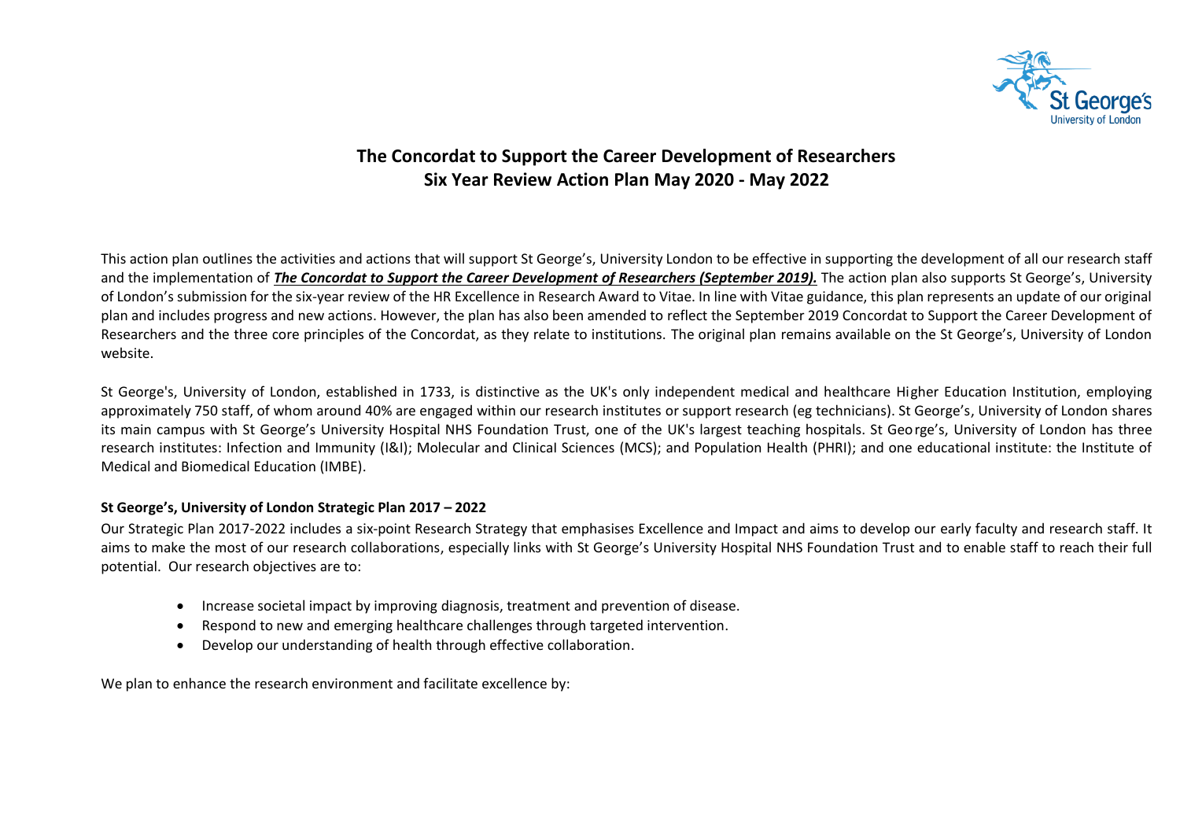# The Concordat to Support the Career Development of Researchers
# Six Year Review Action Plan May 2020 - May 2022

This action plan outlines the activities and actions that will support St George's, University London to be effective in supporting the development of all our research staff and the implementation of ***The Concordat to Support the Career Development of Researchers (September 2019).*** The action plan also supports St George's, University of London's submission for the six-year review of the HR Excellence in Research Award to Vitae. In line with Vitae guidance, this plan represents an update of our original plan and includes progress and new actions. However, the plan has also been amended to reflect the September 2019 Concordat to Support the Career Development of Researchers and the three core principles of the Concordat, as they relate to institutions. The original plan remains available on the St George's, University of London website.

St George's, University of London, established in 1733, is distinctive as the UK's only independent medical and healthcare Higher Education Institution, employing approximately 750 staff, of whom around 40% are engaged within our research institutes or support research (eg technicians). St George's, University of London shares its main campus with St George's University Hospital NHS Foundation Trust, one of the UK's largest teaching hospitals. St George's, University of London has three research institutes: Infection and Immunity (I&I); Molecular and Clinical Sciences (MCS); and Population Health (PHRI); and one educational institute: the Institute of Medical and Biomedical Education (IMBE).

**St George's, University of London Strategic Plan 2017 – 2022**

Our Strategic Plan 2017-2022 includes a six-point Research Strategy that emphasises Excellence and Impact and aims to develop our early faculty and research staff. It aims to make the most of our research collaborations, especially links with St George's University Hospital NHS Foundation Trust and to enable staff to reach their full potential. Our research objectives are to:

- Increase societal impact by improving diagnosis, treatment and prevention of disease.
- Respond to new and emerging healthcare challenges through targeted intervention.
- Develop our understanding of health through effective collaboration.

We plan to enhance the research environment and facilitate excellence by: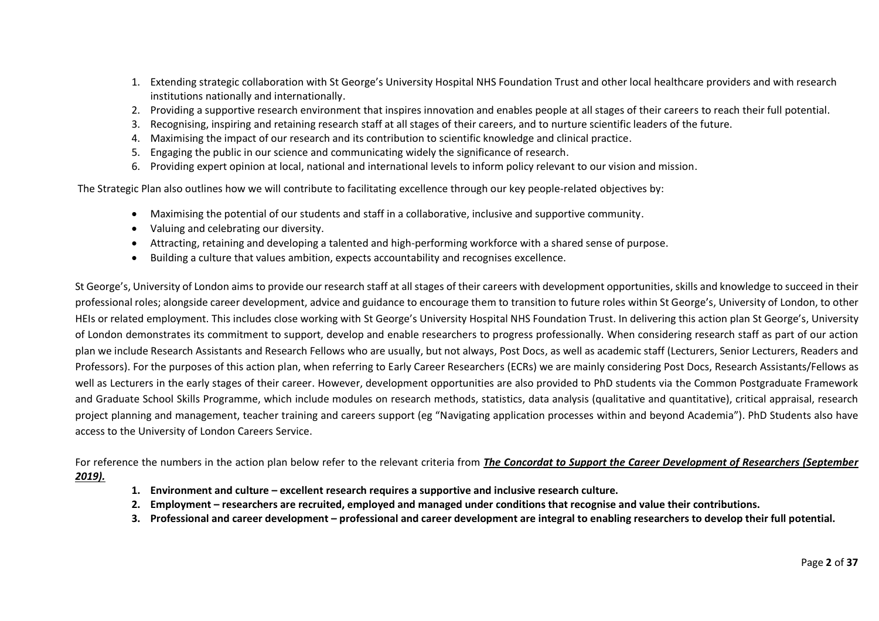1. Extending strategic collaboration with St George's University Hospital NHS Foundation Trust and other local healthcare providers and with research institutions nationally and internationally.
2. Providing a supportive research environment that inspires innovation and enables people at all stages of their careers to reach their full potential.
3. Recognising, inspiring and retaining research staff at all stages of their careers, and to nurture scientific leaders of the future.
4. Maximising the impact of our research and its contribution to scientific knowledge and clinical practice.
5. Engaging the public in our science and communicating widely the significance of research.
6. Providing expert opinion at local, national and international levels to inform policy relevant to our vision and mission.

The Strategic Plan also outlines how we will contribute to facilitating excellence through our key people-related objectives by:

- Maximising the potential of our students and staff in a collaborative, inclusive and supportive community.
- Valuing and celebrating our diversity.
- Attracting, retaining and developing a talented and high-performing workforce with a shared sense of purpose.
- Building a culture that values ambition, expects accountability and recognises excellence.

St George's, University of London aims to provide our research staff at all stages of their careers with development opportunities, skills and knowledge to succeed in their professional roles; alongside career development, advice and guidance to encourage them to transition to future roles within St George's, University of London, to other HEIs or related employment. This includes close working with St George's University Hospital NHS Foundation Trust. In delivering this action plan St George's, University of London demonstrates its commitment to support, develop and enable researchers to progress professionally. When considering research staff as part of our action plan we include Research Assistants and Research Fellows who are usually, but not always, Post Docs, as well as academic staff (Lecturers, Senior Lecturers, Readers and Professors). For the purposes of this action plan, when referring to Early Career Researchers (ECRs) we are mainly considering Post Docs, Research Assistants/Fellows as well as Lecturers in the early stages of their career. However, development opportunities are also provided to PhD students via the Common Postgraduate Framework and Graduate School Skills Programme, which include modules on research methods, statistics, data analysis (qualitative and quantitative), critical appraisal, research project planning and management, teacher training and careers support (eg "Navigating application processes within and beyond Academia"). PhD Students also have access to the University of London Careers Service.

For reference the numbers in the action plan below refer to the relevant criteria from ***The Concordat to Support the Career Development of Researchers (September 2019).***

1. **Environment and culture – excellent research requires a supportive and inclusive research culture.**
2. **Employment – researchers are recruited, employed and managed under conditions that recognise and value their contributions.**
3. **Professional and career development – professional and career development are integral to enabling researchers to develop their full potential.**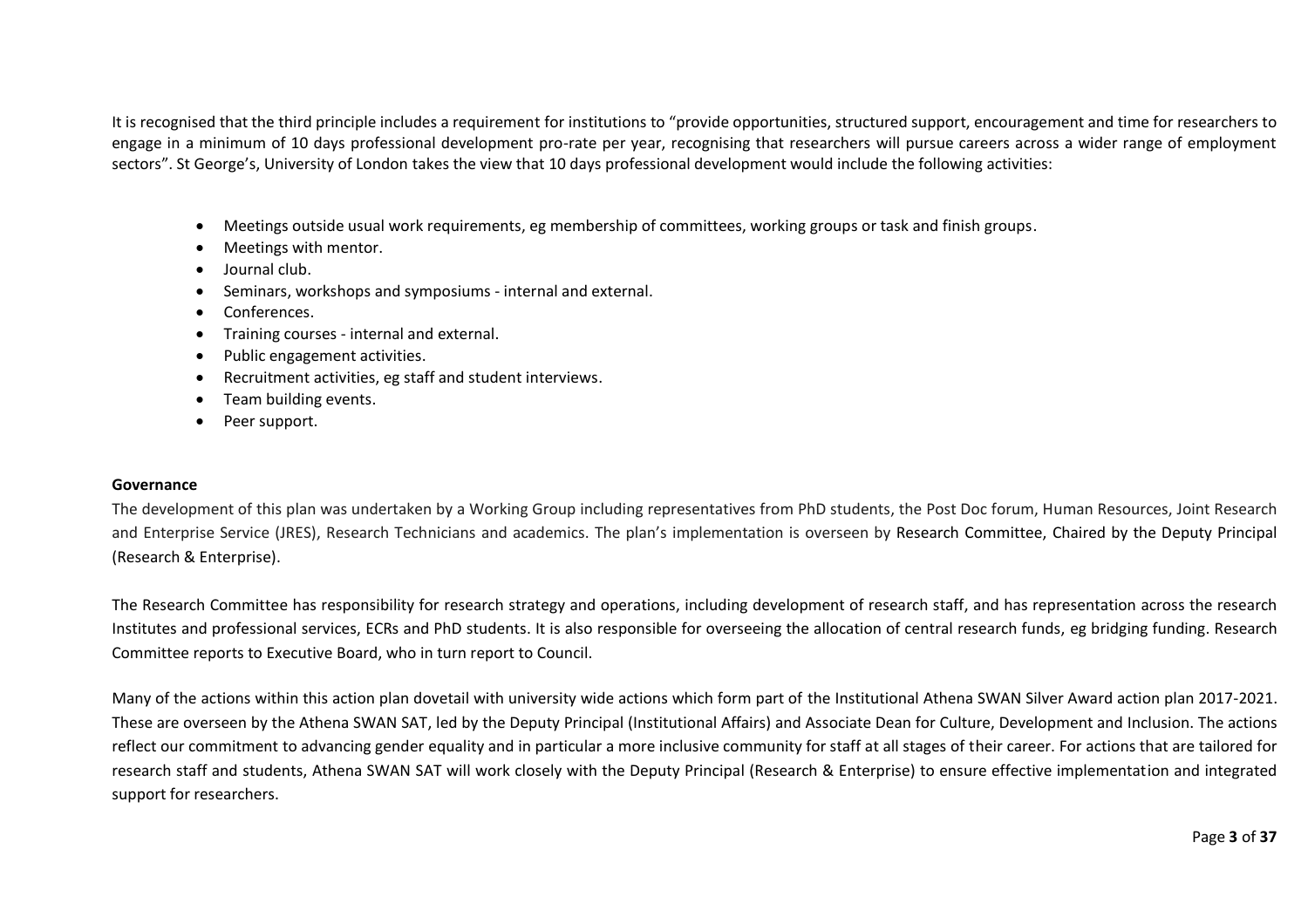It is recognised that the third principle includes a requirement for institutions to "provide opportunities, structured support, encouragement and time for researchers to engage in a minimum of 10 days professional development pro-rate per year, recognising that researchers will pursue careers across a wider range of employment sectors". St George's, University of London takes the view that 10 days professional development would include the following activities:

- Meetings outside usual work requirements, eg membership of committees, working groups or task and finish groups.
- Meetings with mentor.
- Journal club.
- Seminars, workshops and symposiums - internal and external.
- Conferences.
- Training courses - internal and external.
- Public engagement activities.
- Recruitment activities, eg staff and student interviews.
- Team building events.
- Peer support.

**Governance**

The development of this plan was undertaken by a Working Group including representatives from PhD students, the Post Doc forum, Human Resources, Joint Research and Enterprise Service (JRES), Research Technicians and academics. The plan's implementation is overseen by Research Committee, Chaired by the Deputy Principal (Research & Enterprise).

The Research Committee has responsibility for research strategy and operations, including development of research staff, and has representation across the research Institutes and professional services, ECRs and PhD students. It is also responsible for overseeing the allocation of central research funds, eg bridging funding. Research Committee reports to Executive Board, who in turn report to Council.

Many of the actions within this action plan dovetail with university wide actions which form part of the Institutional Athena SWAN Silver Award action plan 2017-2021. These are overseen by the Athena SWAN SAT, led by the Deputy Principal (Institutional Affairs) and Associate Dean for Culture, Development and Inclusion. The actions reflect our commitment to advancing gender equality and in particular a more inclusive community for staff at all stages of their career. For actions that are tailored for research staff and students, Athena SWAN SAT will work closely with the Deputy Principal (Research & Enterprise) to ensure effective implementation and integrated support for researchers.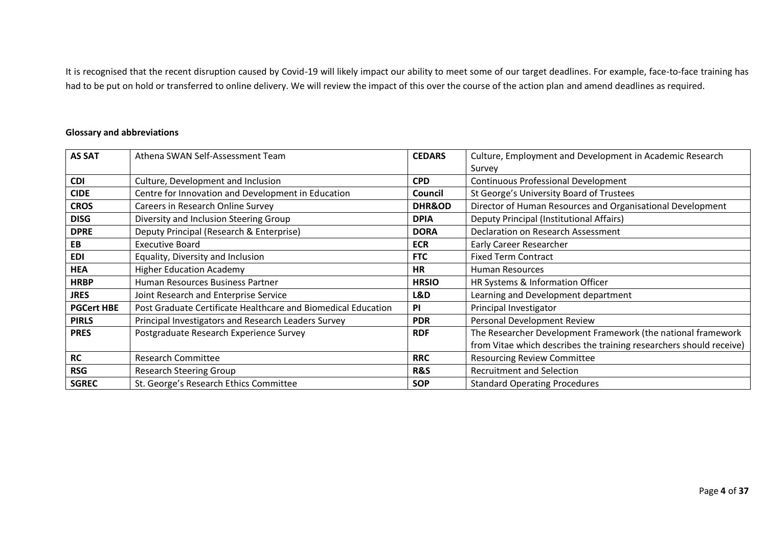It is recognised that the recent disruption caused by Covid-19 will likely impact our ability to meet some of our target deadlines. For example, face-to-face training has had to be put on hold or transferred to online delivery. We will review the impact of this over the course of the action plan and amend deadlines as required.

**Glossary and abbreviations**

| | | | |
|---|---|---|---|
| **AS SAT** | Athena SWAN Self-Assessment Team | **CEDARS** | Culture, Employment and Development in Academic Research Survey |
| **CDI** | Culture, Development and Inclusion | **CPD** | Continuous Professional Development |
| **CIDE** | Centre for Innovation and Development in Education | **Council** | St George's University Board of Trustees |
| **CROS** | Careers in Research Online Survey | **DHR&OD** | Director of Human Resources and Organisational Development |
| **DISG** | Diversity and Inclusion Steering Group | **DPIA** | Deputy Principal (Institutional Affairs) |
| **DPRE** | Deputy Principal (Research & Enterprise) | **DORA** | Declaration on Research Assessment |
| **EB** | Executive Board | **ECR** | Early Career Researcher |
| **EDI** | Equality, Diversity and Inclusion | **FTC** | Fixed Term Contract |
| **HEA** | Higher Education Academy | **HR** | Human Resources |
| **HRBP** | Human Resources Business Partner | **HRSIO** | HR Systems & Information Officer |
| **JRES** | Joint Research and Enterprise Service | **L&D** | Learning and Development department |
| **PGCert HBE** | Post Graduate Certificate Healthcare and Biomedical Education | **PI** | Principal Investigator |
| **PIRLS** | Principal Investigators and Research Leaders Survey | **PDR** | Personal Development Review |
| **PRES** | Postgraduate Research Experience Survey | **RDF** | The Researcher Development Framework (the national framework from Vitae which describes the training researchers should receive) |
| **RC** | Research Committee | **RRC** | Resourcing Review Committee |
| **RSG** | Research Steering Group | **R&S** | Recruitment and Selection |
| **SGREC** | St. George's Research Ethics Committee | **SOP** | Standard Operating Procedures |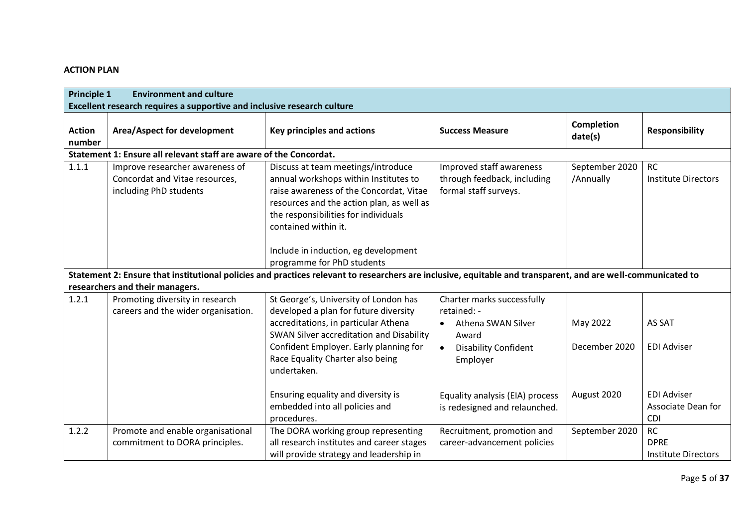**ACTION PLAN**

| **Principle 1 Environment and culture**<br>**Excellent research requires a supportive and inclusive research culture** | | | | | |
|---|---|---|---|---|---|
| **Action number** | **Area/Aspect for development** | **Key principles and actions** | **Success Measure** | **Completion date(s)** | **Responsibility** |
| **Statement 1: Ensure all relevant staff are aware of the Concordat.** | | | | | |
| 1.1.1 | Improve researcher awareness of Concordat and Vitae resources, including PhD students | Discuss at team meetings/introduce annual workshops within Institutes to raise awareness of the Concordat, Vitae resources and the action plan, as well as the responsibilities for individuals contained within it.<br><br>Include in induction, eg development programme for PhD students | Improved staff awareness through feedback, including formal staff surveys. | September 2020 /Annually | RC<br>Institute Directors |
| **Statement 2: Ensure that institutional policies and practices relevant to researchers are inclusive, equitable and transparent, and are well-communicated to researchers and their managers.** | | | | | |
| 1.2.1 | Promoting diversity in research careers and the wider organisation. | St George's, University of London has developed a plan for future diversity accreditations, in particular Athena SWAN Silver accreditation and Disability Confident Employer. Early planning for Race Equality Charter also being undertaken. | Charter marks successfully retained: -<br>• Athena SWAN Silver Award<br>• Disability Confident Employer | May 2022<br><br>December 2020 | AS SAT<br><br>EDI Adviser |
| | | Ensuring equality and diversity is embedded into all policies and procedures. | Equality analysis (EIA) process is redesigned and relaunched. | August 2020 | EDI Adviser<br>Associate Dean for CDI |
| 1.2.2 | Promote and enable organisational commitment to DORA principles. | The DORA working group representing all research institutes and career stages will provide strategy and leadership in | Recruitment, promotion and career-advancement policies | September 2020 | RC<br>DPRE<br>Institute Directors |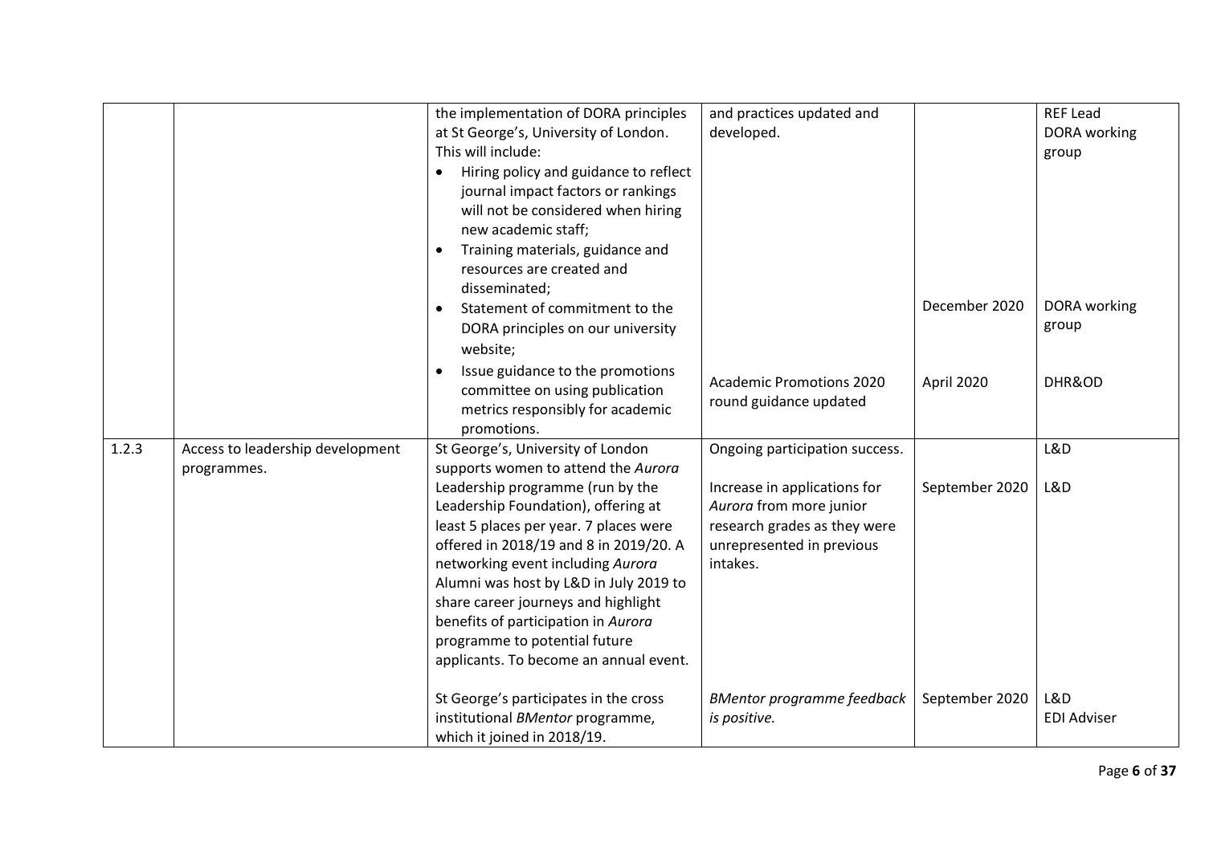| | | | | | |
|---|---|---|---|---|---|
| | | the implementation of DORA principles at St George's, University of London. This will include:<br>• Hiring policy and guidance to reflect journal impact factors or rankings will not be considered when hiring new academic staff;<br>• Training materials, guidance and resources are created and disseminated; | and practices updated and developed. | | REF Lead<br>DORA working group |
| | | • Statement of commitment to the DORA principles on our university website; | | December 2020 | DORA working group |
| | | • Issue guidance to the promotions committee on using publication metrics responsibly for academic promotions. | Academic Promotions 2020 round guidance updated | April 2020 | DHR&OD |
| 1.2.3 | Access to leadership development programmes. | St George's, University of London supports women to attend the *Aurora* Leadership programme (run by the Leadership Foundation), offering at least 5 places per year. 7 places were offered in 2018/19 and 8 in 2019/20. A networking event including *Aurora* Alumni was host by L&D in July 2019 to share career journeys and highlight benefits of participation in *Aurora* programme to potential future applicants. To become an annual event. | Ongoing participation success. | | L&D |
| | | | Increase in applications for *Aurora* from more junior research grades as they were unrepresented in previous intakes. | September 2020 | L&D |
| | | St George's participates in the cross institutional *BMentor* programme, which it joined in 2018/19. | *BMentor programme feedback is positive.* | September 2020 | L&D<br>EDI Adviser |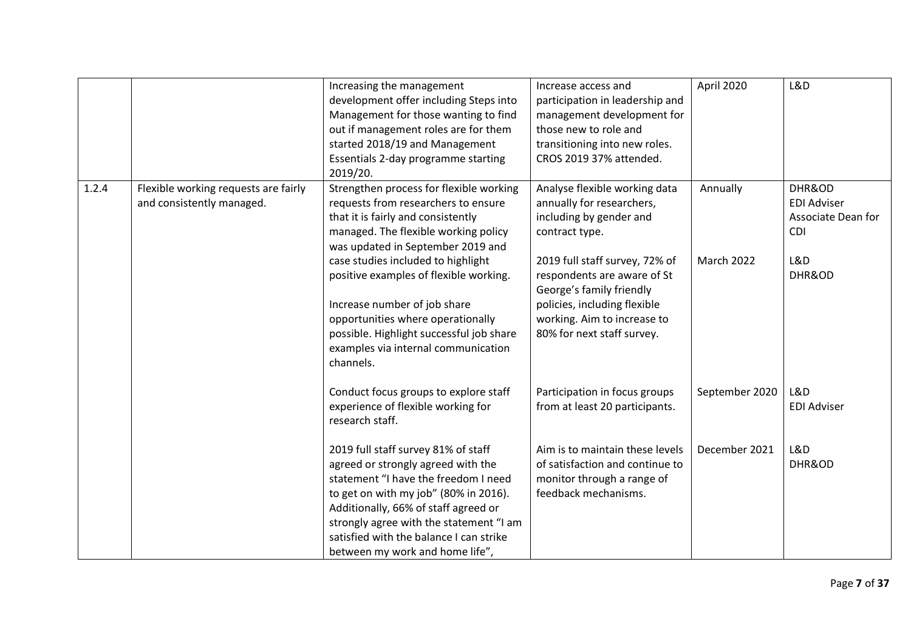| | | | | | |
|---|---|---|---|---|---|
| | | Increasing the management development offer including Steps into Management for those wanting to find out if management roles are for them started 2018/19 and Management Essentials 2-day programme starting 2019/20. | Increase access and participation in leadership and management development for those new to role and transitioning into new roles. CROS 2019 37% attended. | April 2020 | L&D |
| 1.2.4 | Flexible working requests are fairly and consistently managed. | Strengthen process for flexible working requests from researchers to ensure that it is fairly and consistently managed. The flexible working policy was updated in September 2019 and case studies included to highlight positive examples of flexible working. | Analyse flexible working data annually for researchers, including by gender and contract type. | Annually | DHR&OD<br>EDI Adviser<br>Associate Dean for CDI |
| | | Increase number of job share opportunities where operationally possible. Highlight successful job share examples via internal communication channels. | 2019 full staff survey, 72% of respondents are aware of St George's family friendly policies, including flexible working. Aim to increase to 80% for next staff survey. | March 2022 | L&D<br>DHR&OD |
| | | Conduct focus groups to explore staff experience of flexible working for research staff. | Participation in focus groups from at least 20 participants. | September 2020 | L&D<br>EDI Adviser |
| | | 2019 full staff survey 81% of staff agreed or strongly agreed with the statement "I have the freedom I need to get on with my job" (80% in 2016). Additionally, 66% of staff agreed or strongly agree with the statement "I am satisfied with the balance I can strike between my work and home life", | Aim is to maintain these levels of satisfaction and continue to monitor through a range of feedback mechanisms. | December 2021 | L&D<br>DHR&OD |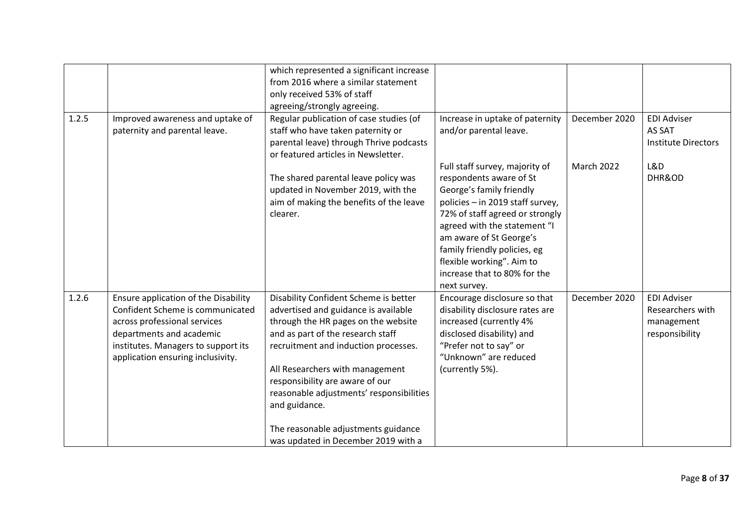| | | | | | |
|---|---|---|---|---|---|
| | | which represented a significant increase from 2016 where a similar statement only received 53% of staff agreeing/strongly agreeing. | | | |
| 1.2.5 | Improved awareness and uptake of paternity and parental leave. | Regular publication of case studies (of staff who have taken paternity or parental leave) through Thrive podcasts or featured articles in Newsletter.<br><br>The shared parental leave policy was updated in November 2019, with the aim of making the benefits of the leave clearer. | Increase in uptake of paternity and/or parental leave.<br><br>Full staff survey, majority of respondents aware of St George's family friendly policies – in 2019 staff survey, 72% of staff agreed or strongly agreed with the statement "I am aware of St George's family friendly policies, eg flexible working". Aim to increase that to 80% for the next survey. | December 2020<br><br>March 2022 | EDI Adviser<br>AS SAT<br>Institute Directors<br><br>L&D<br>DHR&OD |
| 1.2.6 | Ensure application of the Disability Confident Scheme is communicated across professional services departments and academic institutes. Managers to support its application ensuring inclusivity. | Disability Confident Scheme is better advertised and guidance is available through the HR pages on the website and as part of the research staff recruitment and induction processes.<br><br>All Researchers with management responsibility are aware of our reasonable adjustments' responsibilities and guidance.<br><br>The reasonable adjustments guidance was updated in December 2019 with a | Encourage disclosure so that disability disclosure rates are increased (currently 4% disclosed disability) and "Prefer not to say" or "Unknown" are reduced (currently 5%). | December 2020 | EDI Adviser<br>Researchers with management responsibility |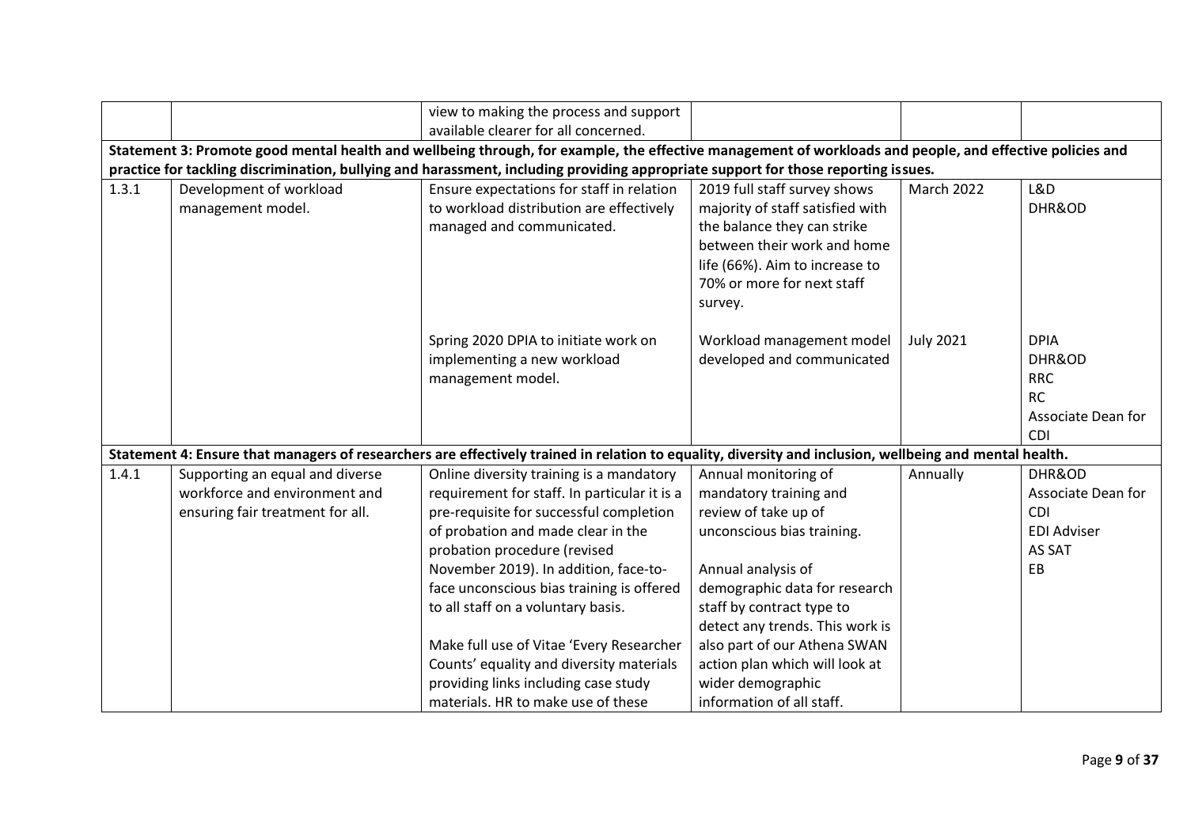|  |  |  |  |  |  |
|---|---|---|---|---|---|
|  |  | view to making the process and support available clearer for all concerned. |  |  |  |
| **Statement 3: Promote good mental health and wellbeing through, for example, the effective management of workloads and people, and effective policies and practice for tackling discrimination, bullying and harassment, including providing appropriate support for those reporting issues.** | | | | | |
| 1.3.1 | Development of workload management model. | Ensure expectations for staff in relation to workload distribution are effectively managed and communicated. | 2019 full staff survey shows majority of staff satisfied with the balance they can strike between their work and home life (66%). Aim to increase to 70% or more for next staff survey. | March 2022 | L&D<br>DHR&OD |
|  |  | Spring 2020 DPIA to initiate work on implementing a new workload management model. | Workload management model developed and communicated | July 2021 | DPIA<br>DHR&OD<br>RRC<br>RC<br>Associate Dean for CDI |
| **Statement 4: Ensure that managers of researchers are effectively trained in relation to equality, diversity and inclusion, wellbeing and mental health.** | | | | | |
| 1.4.1 | Supporting an equal and diverse workforce and environment and ensuring fair treatment for all. | Online diversity training is a mandatory requirement for staff. In particular it is a pre-requisite for successful completion of probation and made clear in the probation procedure (revised November 2019). In addition, face-to-face unconscious bias training is offered to all staff on a voluntary basis.<br><br>Make full use of Vitae 'Every Researcher Counts' equality and diversity materials providing links including case study materials. HR to make use of these | Annual monitoring of mandatory training and review of take up of unconscious bias training.<br><br>Annual analysis of demographic data for research staff by contract type to detect any trends. This work is also part of our Athena SWAN action plan which will look at wider demographic information of all staff. | Annually | DHR&OD<br>Associate Dean for CDI<br>EDI Adviser<br>AS SAT<br>EB |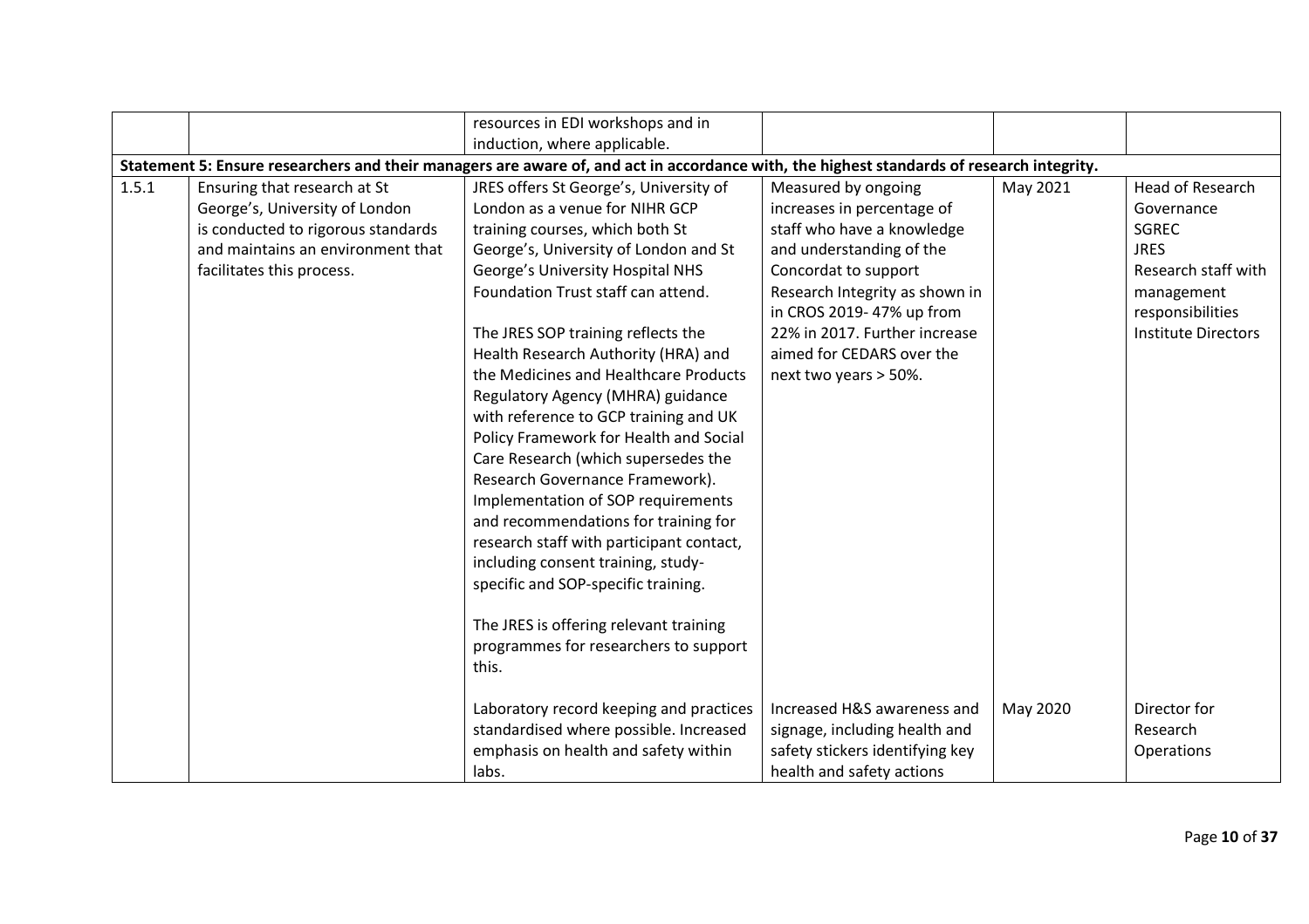| | | resources in EDI workshops and in induction, where applicable. | | | |
|---|---|---|---|---|---|
| **Statement 5: Ensure researchers and their managers are aware of, and act in accordance with, the highest standards of research integrity.** | | | | | |
| 1.5.1 | Ensuring that research at St George's, University of London is conducted to rigorous standards and maintains an environment that facilitates this process. | JRES offers St George's, University of London as a venue for NIHR GCP training courses, which both St George's, University of London and St George's University Hospital NHS Foundation Trust staff can attend.<br><br>The JRES SOP training reflects the Health Research Authority (HRA) and the Medicines and Healthcare Products Regulatory Agency (MHRA) guidance with reference to GCP training and UK Policy Framework for Health and Social Care Research (which supersedes the Research Governance Framework). Implementation of SOP requirements and recommendations for training for research staff with participant contact, including consent training, study-specific and SOP-specific training.<br><br>The JRES is offering relevant training programmes for researchers to support this. | Measured by ongoing increases in percentage of staff who have a knowledge and understanding of the Concordat to support Research Integrity as shown in in CROS 2019- 47% up from 22% in 2017. Further increase aimed for CEDARS over the next two years > 50%. | May 2021 | Head of Research Governance<br>SGREC<br>JRES<br>Research staff with management responsibilities<br>Institute Directors |
| | | Laboratory record keeping and practices standardised where possible. Increased emphasis on health and safety within labs. | Increased H&S awareness and signage, including health and safety stickers identifying key health and safety actions | May 2020 | Director for Research Operations |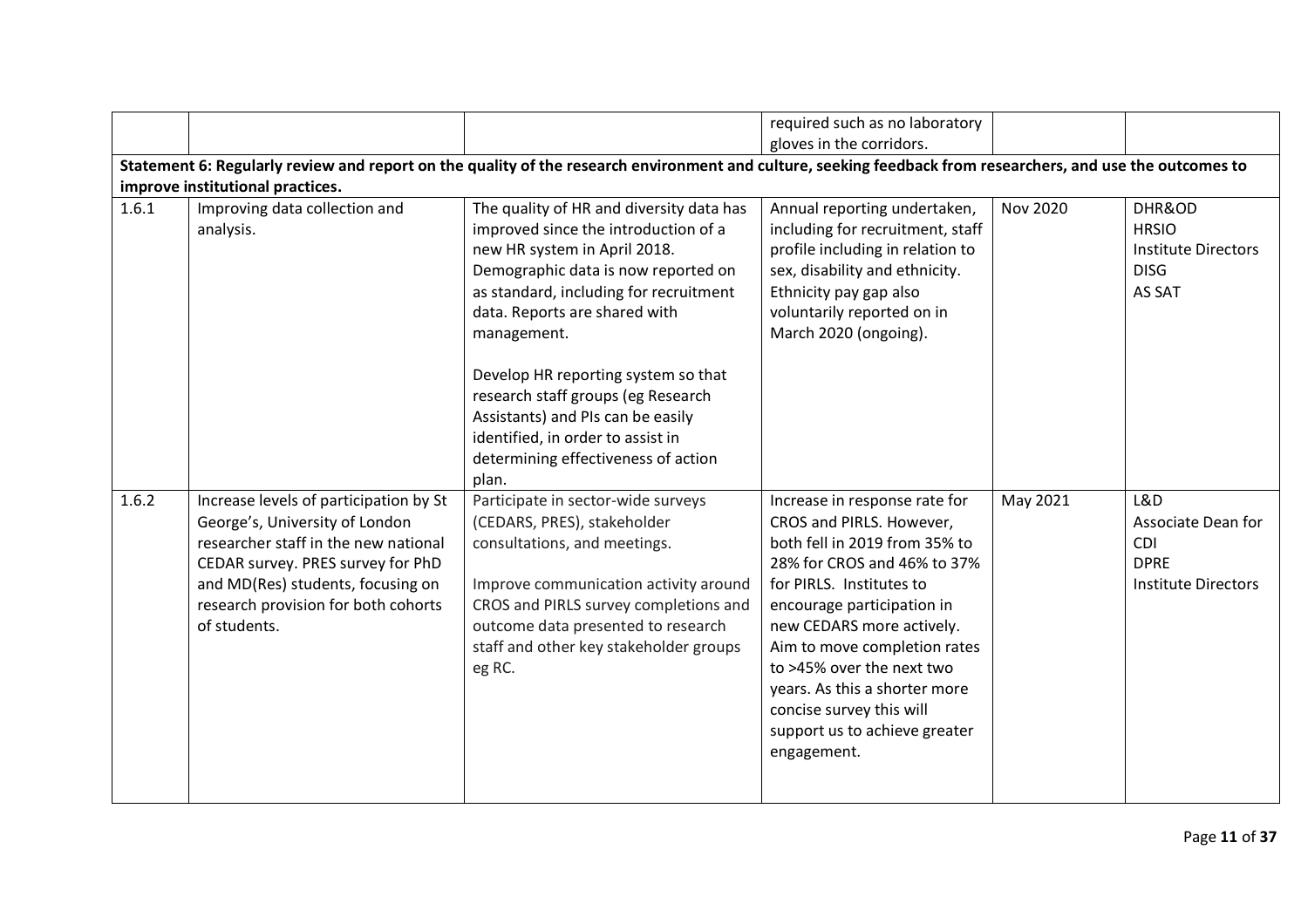| | | | required such as no laboratory gloves in the corridors. | | |
|---|---|---|---|---|---|
| **Statement 6: Regularly review and report on the quality of the research environment and culture, seeking feedback from researchers, and use the outcomes to improve institutional practices.** | | | | | |
| 1.6.1 | Improving data collection and analysis. | The quality of HR and diversity data has improved since the introduction of a new HR system in April 2018. Demographic data is now reported on as standard, including for recruitment data. Reports are shared with management.<br><br>Develop HR reporting system so that research staff groups (eg Research Assistants) and PIs can be easily identified, in order to assist in determining effectiveness of action plan. | Annual reporting undertaken, including for recruitment, staff profile including in relation to sex, disability and ethnicity. Ethnicity pay gap also voluntarily reported on in March 2020 (ongoing). | Nov 2020 | DHR&OD<br>HRSIO<br>Institute Directors<br>DISG<br>AS SAT |
| 1.6.2 | Increase levels of participation by St George's, University of London researcher staff in the new national CEDAR survey. PRES survey for PhD and MD(Res) students, focusing on research provision for both cohorts of students. | Participate in sector-wide surveys (CEDARS, PRES), stakeholder consultations, and meetings.<br><br>Improve communication activity around CROS and PIRLS survey completions and outcome data presented to research staff and other key stakeholder groups eg RC. | Increase in response rate for CROS and PIRLS. However, both fell in 2019 from 35% to 28% for CROS and 46% to 37% for PIRLS. Institutes to encourage participation in new CEDARS more actively. Aim to move completion rates to >45% over the next two years. As this a shorter more concise survey this will support us to achieve greater engagement. | May 2021 | L&D<br>Associate Dean for CDI<br>DPRE<br>Institute Directors |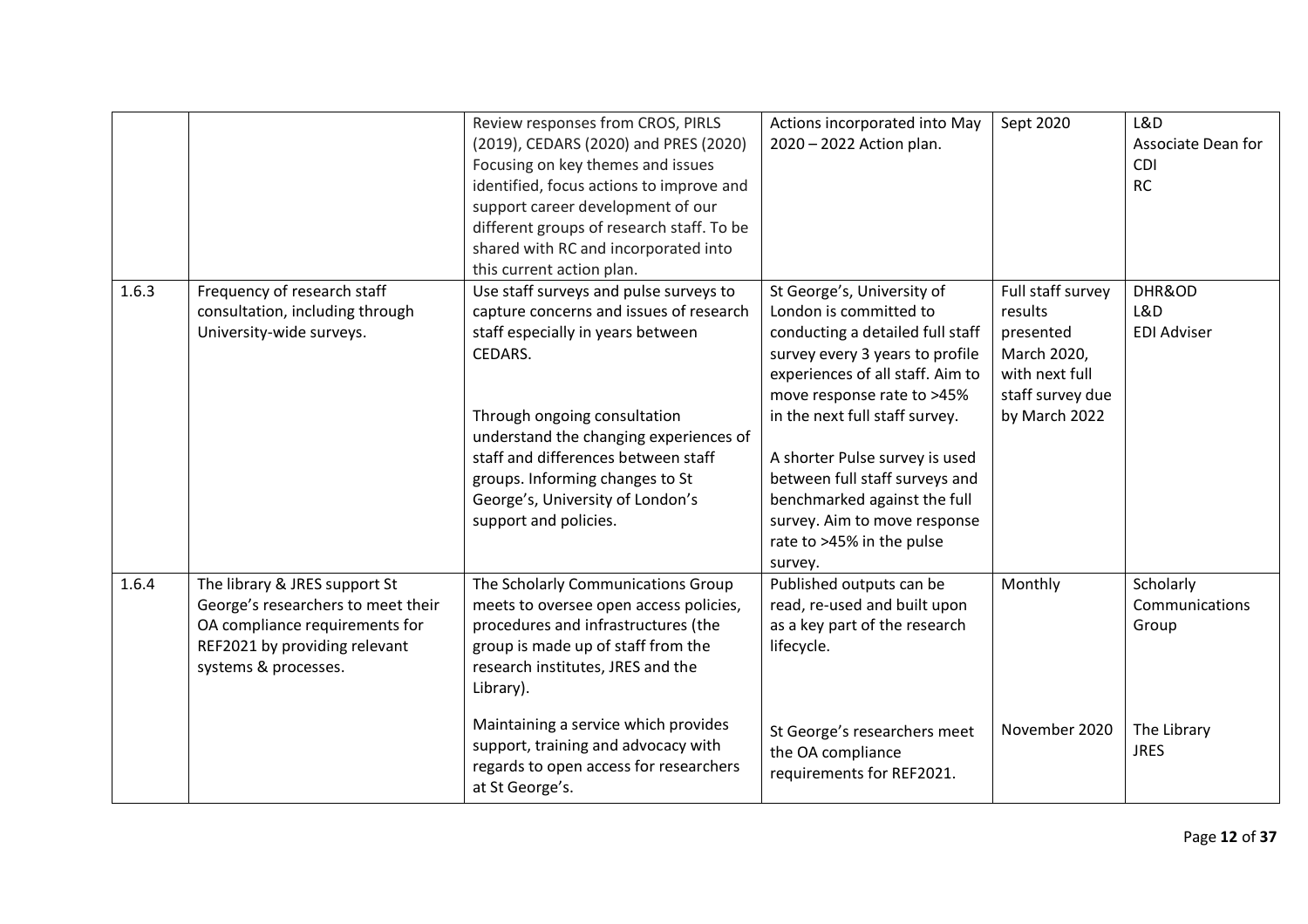| | | | | | |
|---|---|---|---|---|---|
| | | Review responses from CROS, PIRLS (2019), CEDARS (2020) and PRES (2020) Focusing on key themes and issues identified, focus actions to improve and support career development of our different groups of research staff. To be shared with RC and incorporated into this current action plan. | Actions incorporated into May 2020 – 2022 Action plan. | Sept 2020 | L&D<br>Associate Dean for CDI<br>RC |
| 1.6.3 | Frequency of research staff consultation, including through University-wide surveys. | Use staff surveys and pulse surveys to capture concerns and issues of research staff especially in years between CEDARS.<br><br>Through ongoing consultation understand the changing experiences of staff and differences between staff groups. Informing changes to St George's, University of London's support and policies. | St George's, University of London is committed to conducting a detailed full staff survey every 3 years to profile experiences of all staff. Aim to move response rate to >45% in the next full staff survey.<br><br>A shorter Pulse survey is used between full staff surveys and benchmarked against the full survey. Aim to move response rate to >45% in the pulse survey. | Full staff survey results presented March 2020, with next full staff survey due by March 2022 | DHR&OD<br>L&D<br>EDI Adviser |
| 1.6.4 | The library & JRES support St George's researchers to meet their OA compliance requirements for REF2021 by providing relevant systems & processes. | The Scholarly Communications Group meets to oversee open access policies, procedures and infrastructures (the group is made up of staff from the research institutes, JRES and the Library). | Published outputs can be read, re-used and built upon as a key part of the research lifecycle. | Monthly | Scholarly Communications Group |
| | | Maintaining a service which provides support, training and advocacy with regards to open access for researchers at St George's. | St George's researchers meet the OA compliance requirements for REF2021. | November 2020 | The Library<br>JRES |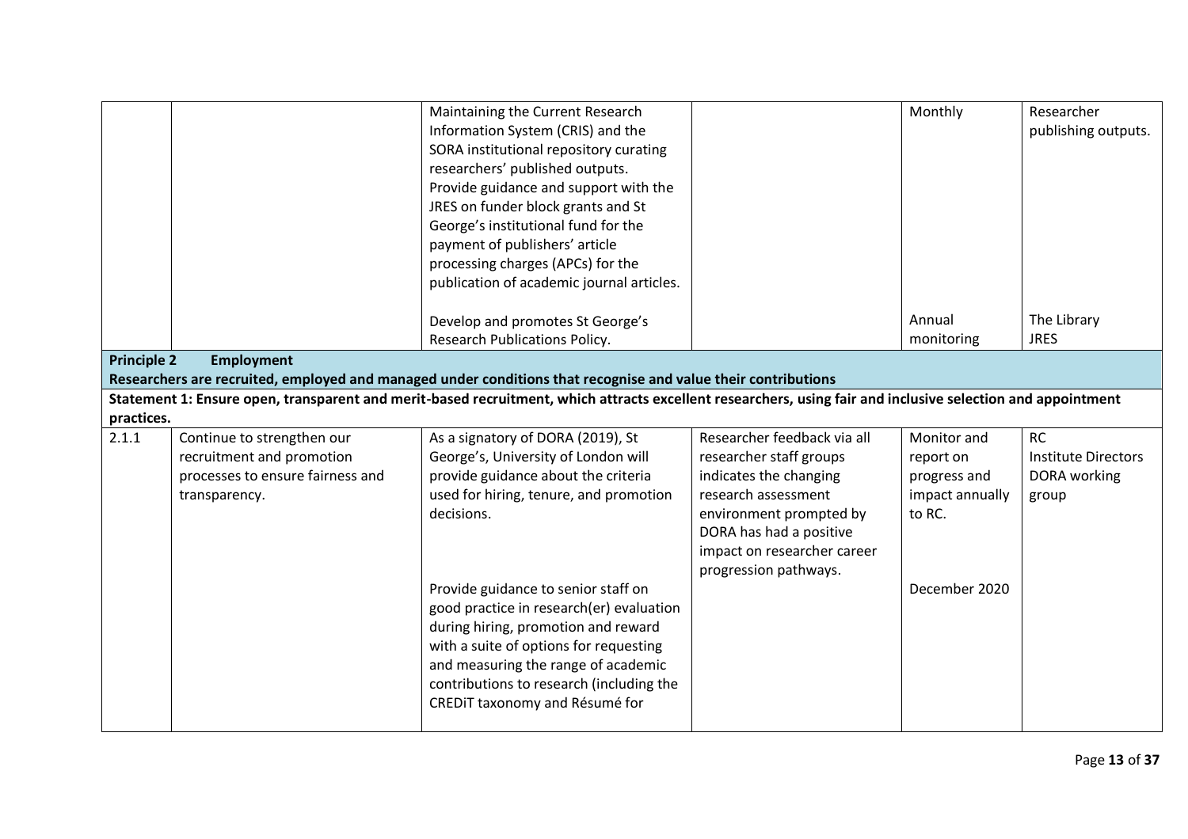| | | | | | |
|---|---|---|---|---|---|
| | | Maintaining the Current Research Information System (CRIS) and the SORA institutional repository curating researchers' published outputs. Provide guidance and support with the JRES on funder block grants and St George's institutional fund for the payment of publishers' article processing charges (APCs) for the publication of academic journal articles. | | Monthly | Researcher publishing outputs. |
| | | Develop and promotes St George's Research Publications Policy. | | Annual monitoring | The Library JRES |
| **Principle 2 Employment** **Researchers are recruited, employed and managed under conditions that recognise and value their contributions** | | | | | |
| **Statement 1: Ensure open, transparent and merit-based recruitment, which attracts excellent researchers, using fair and inclusive selection and appointment practices.** | | | | | |
| 2.1.1 | Continue to strengthen our recruitment and promotion processes to ensure fairness and transparency. | As a signatory of DORA (2019), St George's, University of London will provide guidance about the criteria used for hiring, tenure, and promotion decisions. | Researcher feedback via all researcher staff groups indicates the changing research assessment environment prompted by DORA has had a positive impact on researcher career progression pathways. | Monitor and report on progress and impact annually to RC. | RC Institute Directors DORA working group |
| | | Provide guidance to senior staff on good practice in research(er) evaluation during hiring, promotion and reward with a suite of options for requesting and measuring the range of academic contributions to research (including the CREDiT taxonomy and Résumé for | | December 2020 | |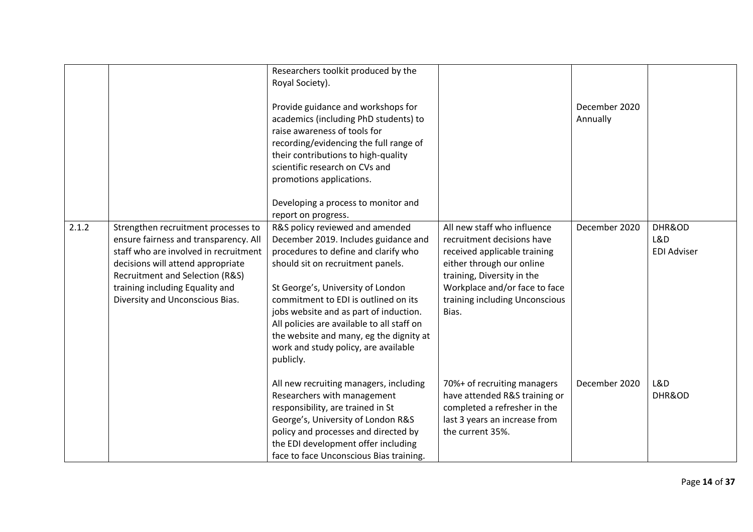| | | | | | |
|---|---|---|---|---|---|
| | | Researchers toolkit produced by the Royal Society).<br><br>Provide guidance and workshops for academics (including PhD students) to raise awareness of tools for recording/evidencing the full range of their contributions to high-quality scientific research on CVs and promotions applications.<br><br>Developing a process to monitor and report on progress. | | December 2020 Annually | |
| 2.1.2 | Strengthen recruitment processes to ensure fairness and transparency. All staff who are involved in recruitment decisions will attend appropriate Recruitment and Selection (R&S) training including Equality and Diversity and Unconscious Bias. | R&S policy reviewed and amended December 2019. Includes guidance and procedures to define and clarify who should sit on recruitment panels.<br><br>St George's, University of London commitment to EDI is outlined on its jobs website and as part of induction. All policies are available to all staff on the website and many, eg the dignity at work and study policy, are available publicly. | All new staff who influence recruitment decisions have received applicable training either through our online training, Diversity in the Workplace and/or face to face training including Unconscious Bias. | December 2020 | DHR&OD<br>L&D<br>EDI Adviser |
| | | All new recruiting managers, including Researchers with management responsibility, are trained in St George's, University of London R&S policy and processes and directed by the EDI development offer including face to face Unconscious Bias training. | 70%+ of recruiting managers have attended R&S training or completed a refresher in the last 3 years an increase from the current 35%. | December 2020 | L&D<br>DHR&OD |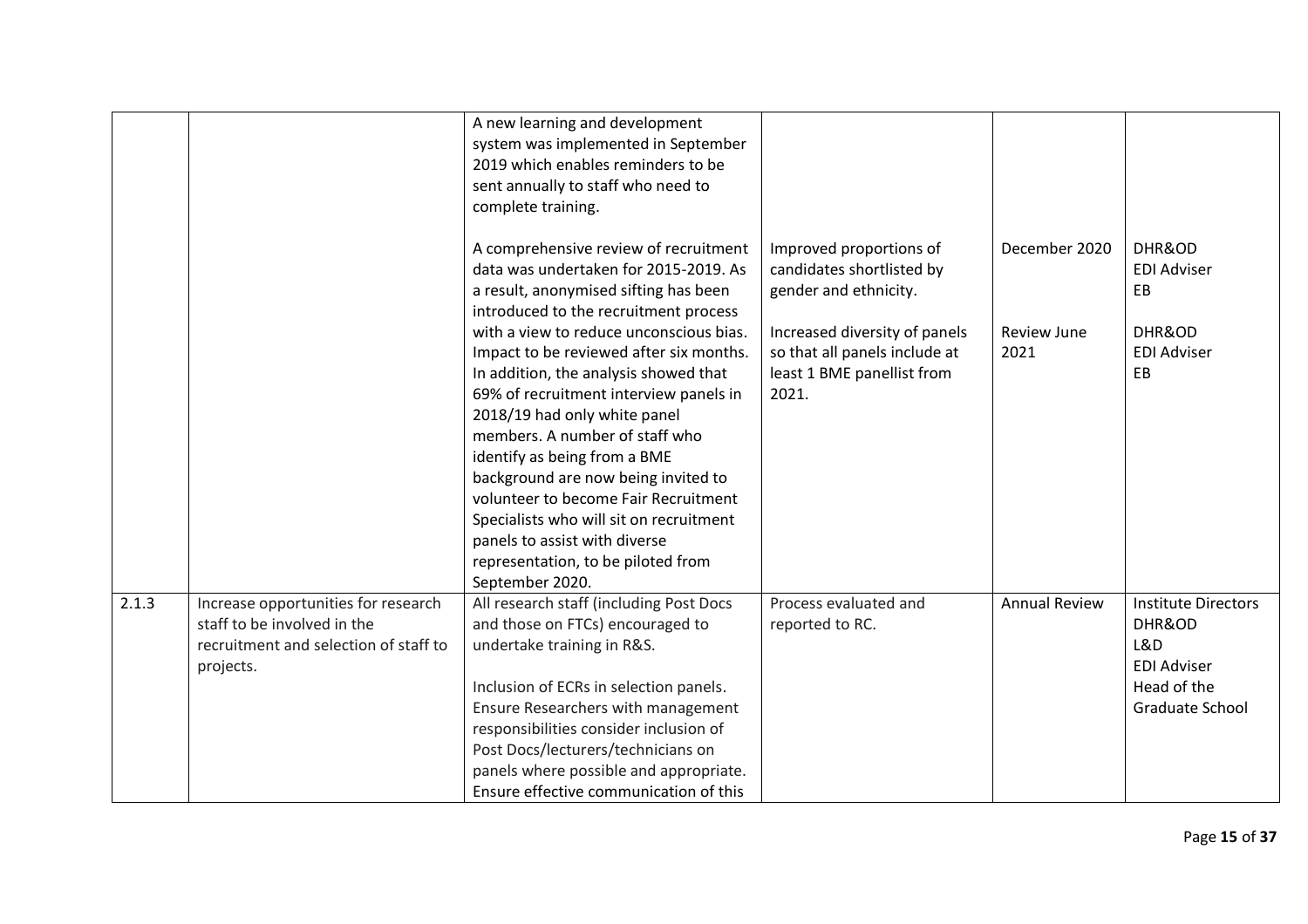| | | | | | |
|---|---|---|---|---|---|
| | | A new learning and development system was implemented in September 2019 which enables reminders to be sent annually to staff who need to complete training.<br><br>A comprehensive review of recruitment data was undertaken for 2015-2019. As a result, anonymised sifting has been introduced to the recruitment process with a view to reduce unconscious bias. Impact to be reviewed after six months. In addition, the analysis showed that 69% of recruitment interview panels in 2018/19 had only white panel members. A number of staff who identify as being from a BME background are now being invited to volunteer to become Fair Recruitment Specialists who will sit on recruitment panels to assist with diverse representation, to be piloted from September 2020. | Improved proportions of candidates shortlisted by gender and ethnicity.<br><br>Increased diversity of panels so that all panels include at least 1 BME panellist from 2021. | December 2020<br><br>Review June 2021 | DHR&OD<br>EDI Adviser<br>EB<br><br>DHR&OD<br>EDI Adviser<br>EB |
| 2.1.3 | Increase opportunities for research staff to be involved in the recruitment and selection of staff to projects. | All research staff (including Post Docs and those on FTCs) encouraged to undertake training in R&S.<br><br>Inclusion of ECRs in selection panels. Ensure Researchers with management responsibilities consider inclusion of Post Docs/lecturers/technicians on panels where possible and appropriate. Ensure effective communication of this | Process evaluated and reported to RC. | Annual Review | Institute Directors<br>DHR&OD<br>L&D<br>EDI Adviser<br>Head of the Graduate School |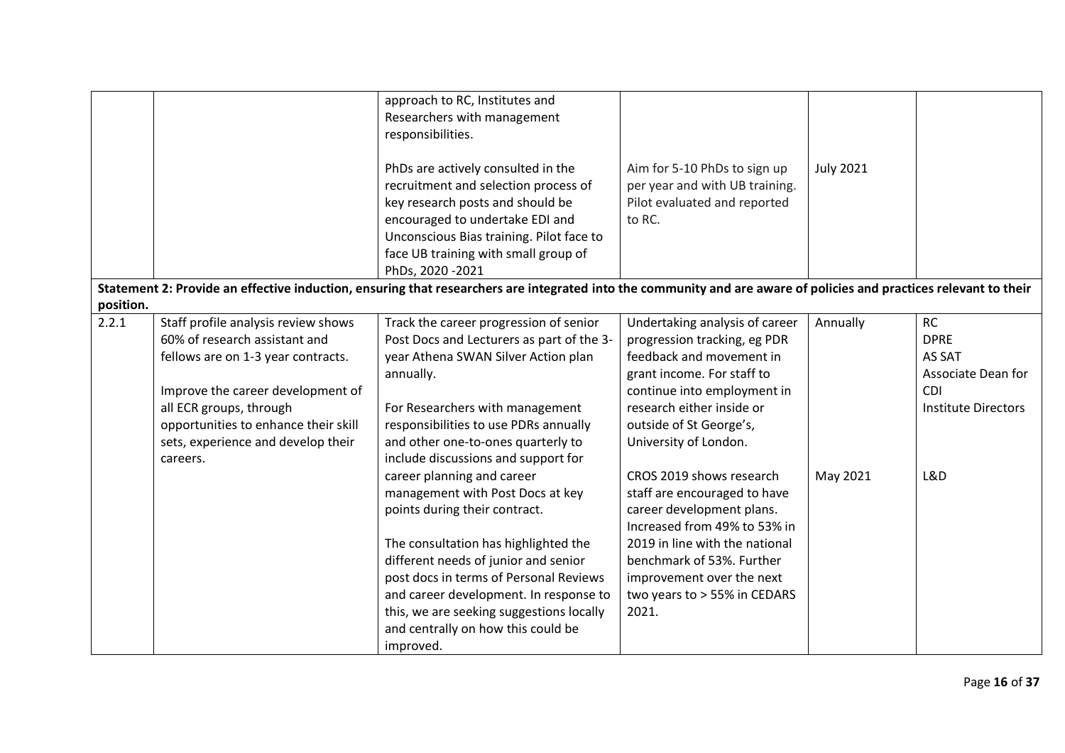| | | | | | |
|---|---|---|---|---|---|
| | | approach to RC, Institutes and Researchers with management responsibilities.<br><br>PhDs are actively consulted in the recruitment and selection process of key research posts and should be encouraged to undertake EDI and Unconscious Bias training. Pilot face to face UB training with small group of PhDs, 2020 -2021 | <br><br><br><br>Aim for 5-10 PhDs to sign up per year and with UB training. Pilot evaluated and reported to RC. | <br><br><br><br>July 2021 | |
| **Statement 2: Provide an effective induction, ensuring that researchers are integrated into the community and are aware of policies and practices relevant to their position.** | | | | | |
| 2.2.1 | Staff profile analysis review shows 60% of research assistant and fellows are on 1-3 year contracts.<br><br>Improve the career development of all ECR groups, through opportunities to enhance their skill sets, experience and develop their careers. | Track the career progression of senior Post Docs and Lecturers as part of the 3-year Athena SWAN Silver Action plan annually.<br><br>For Researchers with management responsibilities to use PDRs annually and other one-to-ones quarterly to include discussions and support for career planning and career management with Post Docs at key points during their contract.<br><br>The consultation has highlighted the different needs of junior and senior post docs in terms of Personal Reviews and career development. In response to this, we are seeking suggestions locally and centrally on how this could be improved. | Undertaking analysis of career progression tracking, eg PDR feedback and movement in grant income. For staff to continue into employment in research either inside or outside of St George's, University of London.<br><br>CROS 2019 shows research staff are encouraged to have career development plans. Increased from 49% to 53% in 2019 in line with the national benchmark of 53%. Further improvement over the next two years to > 55% in CEDARS 2021. | Annually<br><br><br><br><br><br><br>May 2021 | RC<br>DPRE<br>AS SAT<br>Associate Dean for CDI<br>Institute Directors<br><br><br>L&D |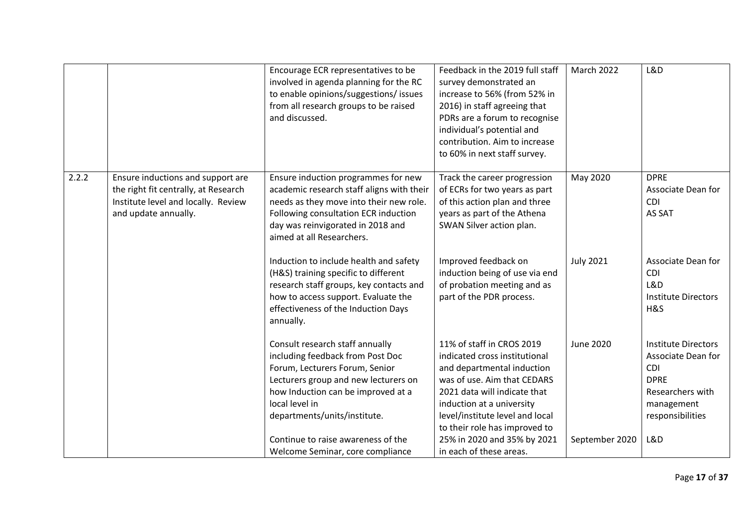| | | | | | |
|---|---|---|---|---|---|
| | | Encourage ECR representatives to be involved in agenda planning for the RC to enable opinions/suggestions/ issues from all research groups to be raised and discussed. | Feedback in the 2019 full staff survey demonstrated an increase to 56% (from 52% in 2016) in staff agreeing that PDRs are a forum to recognise individual's potential and contribution. Aim to increase to 60% in next staff survey. | March 2022 | L&D |
| 2.2.2 | Ensure inductions and support are the right fit centrally, at Research Institute level and locally. Review and update annually. | Ensure induction programmes for new academic research staff aligns with their needs as they move into their new role. Following consultation ECR induction day was reinvigorated in 2018 and aimed at all Researchers. | Track the career progression of ECRs for two years as part of this action plan and three years as part of the Athena SWAN Silver action plan. | May 2020 | DPRE<br>Associate Dean for CDI<br>AS SAT |
| | | Induction to include health and safety (H&S) training specific to different research staff groups, key contacts and how to access support. Evaluate the effectiveness of the Induction Days annually. | Improved feedback on induction being of use via end of probation meeting and as part of the PDR process. | July 2021 | Associate Dean for CDI<br>L&D<br>Institute Directors<br>H&S |
| | | Consult research staff annually including feedback from Post Doc Forum, Lecturers Forum, Senior Lecturers group and new lecturers on how Induction can be improved at a local level in departments/units/institute. | 11% of staff in CROS 2019 indicated cross institutional and departmental induction was of use. Aim that CEDARS 2021 data will indicate that induction at a university level/institute level and local to their role has improved to | June 2020 | Institute Directors<br>Associate Dean for CDI<br>DPRE<br>Researchers with management responsibilities |
| | | Continue to raise awareness of the Welcome Seminar, core compliance | 25% in 2020 and 35% by 2021 in each of these areas. | September 2020 | L&D |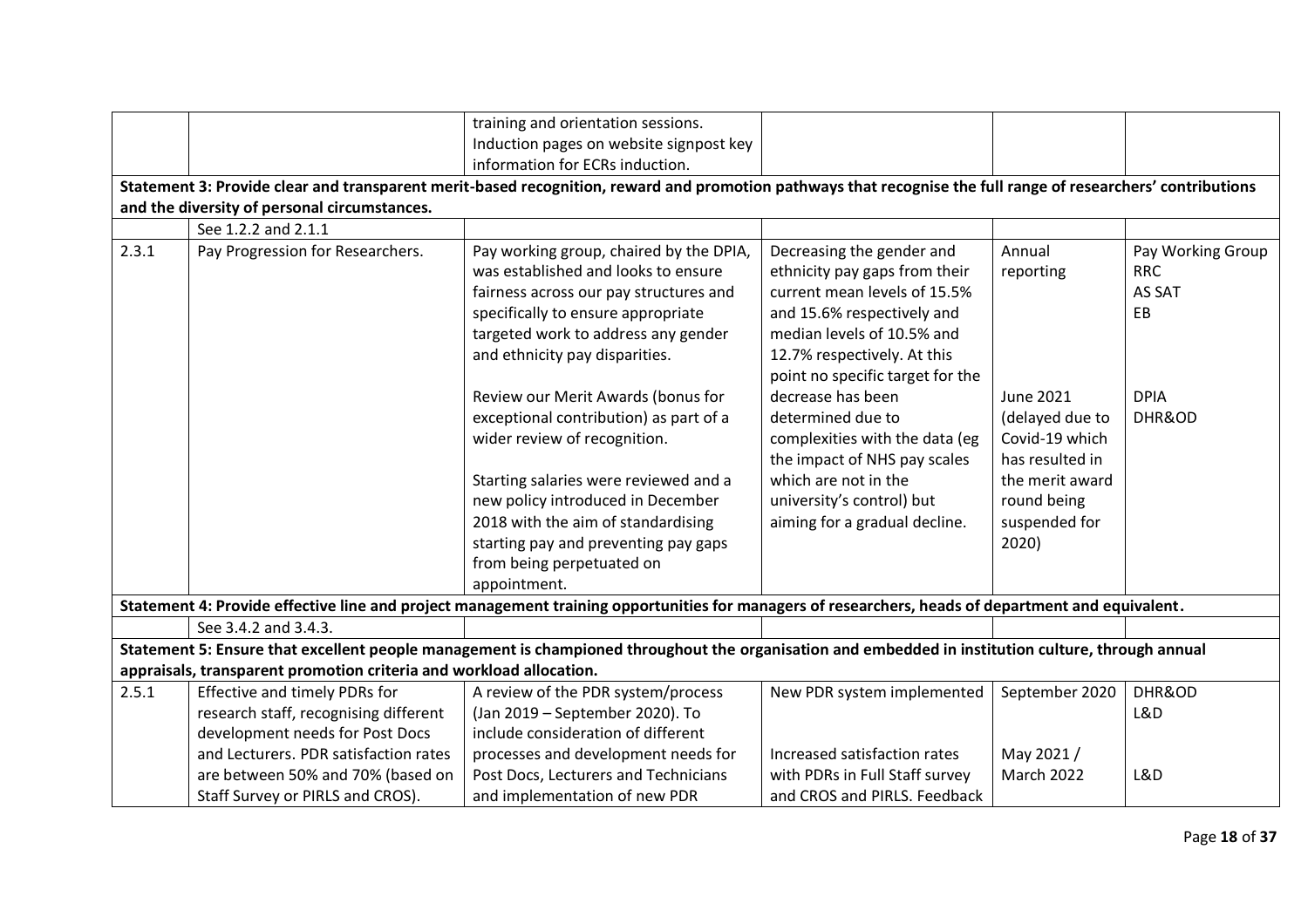|  |  |  |  |  |  |
|---|---|---|---|---|---|
|  |  | training and orientation sessions. Induction pages on website signpost key information for ECRs induction. |  |  |  |
| **Statement 3: Provide clear and transparent merit-based recognition, reward and promotion pathways that recognise the full range of researchers' contributions and the diversity of personal circumstances.** |  |  |  |  |  |
|  | See 1.2.2 and 2.1.1 |  |  |  |  |
| 2.3.1 | Pay Progression for Researchers. | Pay working group, chaired by the DPIA, was established and looks to ensure fairness across our pay structures and specifically to ensure appropriate targeted work to address any gender and ethnicity pay disparities.<br><br>Review our Merit Awards (bonus for exceptional contribution) as part of a wider review of recognition.<br><br>Starting salaries were reviewed and a new policy introduced in December 2018 with the aim of standardising starting pay and preventing pay gaps from being perpetuated on appointment. | Decreasing the gender and ethnicity pay gaps from their current mean levels of 15.5% and 15.6% respectively and median levels of 10.5% and 12.7% respectively. At this point no specific target for the decrease has been determined due to complexities with the data (eg the impact of NHS pay scales which are not in the university's control) but aiming for a gradual decline. | Annual reporting<br><br>June 2021 (delayed due to Covid-19 which has resulted in the merit award round being suspended for 2020) | Pay Working Group<br>RRC<br>AS SAT<br>EB<br><br>DPIA<br>DHR&OD |
| **Statement 4: Provide effective line and project management training opportunities for managers of researchers, heads of department and equivalent.** |  |  |  |  |  |
|  | See 3.4.2 and 3.4.3. |  |  |  |  |
| **Statement 5: Ensure that excellent people management is championed throughout the organisation and embedded in institution culture, through annual appraisals, transparent promotion criteria and workload allocation.** |  |  |  |  |  |
| 2.5.1 | Effective and timely PDRs for research staff, recognising different development needs for Post Docs and Lecturers. PDR satisfaction rates are between 50% and 70% (based on Staff Survey or PIRLS and CROS). | A review of the PDR system/process (Jan 2019 – September 2020). To include consideration of different processes and development needs for Post Docs, Lecturers and Technicians and implementation of new PDR | New PDR system implemented<br><br>Increased satisfaction rates with PDRs in Full Staff survey and CROS and PIRLS. Feedback | September 2020<br><br>May 2021 / March 2022 | DHR&OD<br>L&D<br><br>L&D |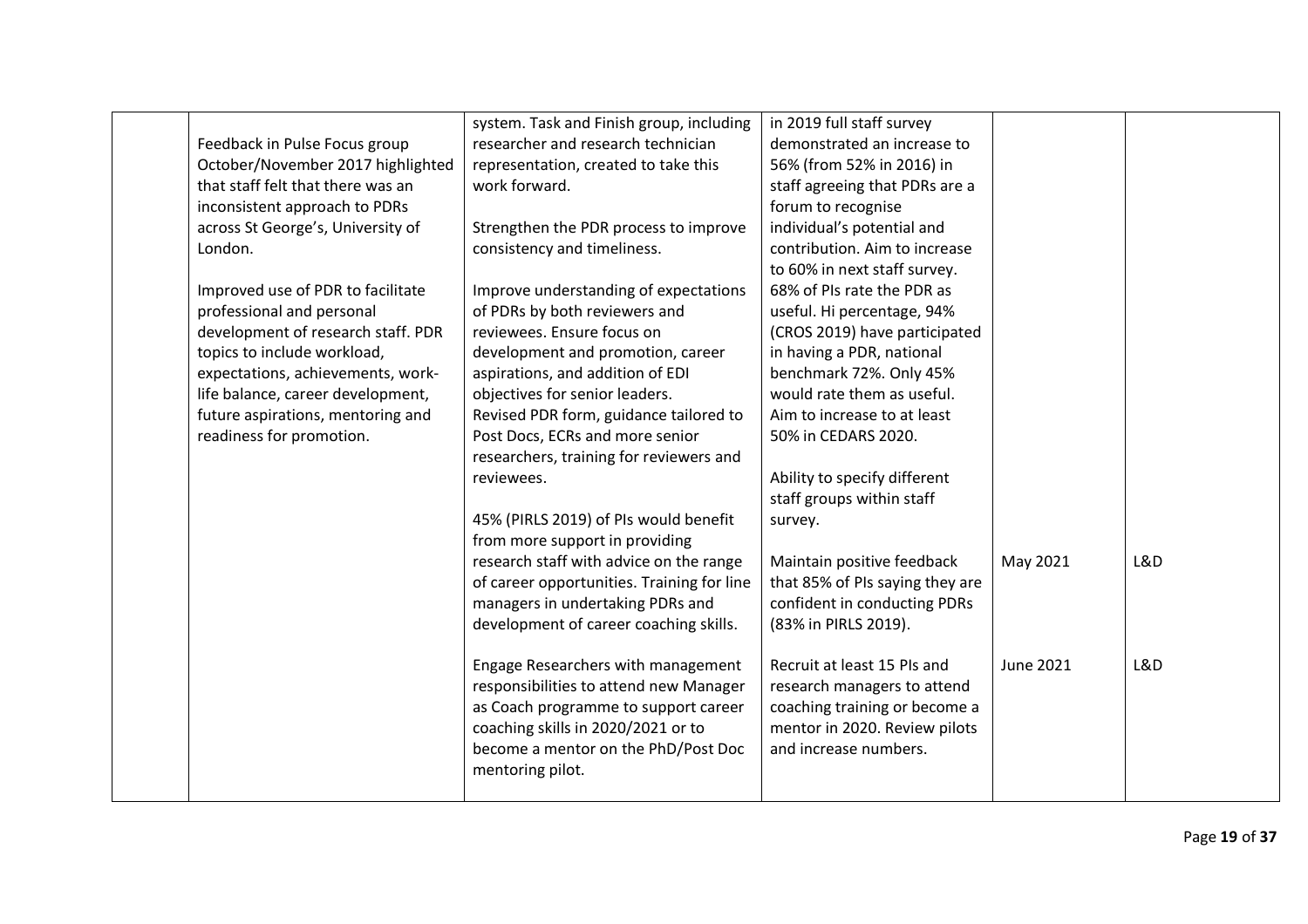| | | | | | |
|---|---|---|---|---|---|
| | Feedback in Pulse Focus group October/November 2017 highlighted that staff felt that there was an inconsistent approach to PDRs across St George's, University of London.<br><br>Improved use of PDR to facilitate professional and personal development of research staff. PDR topics to include workload, expectations, achievements, work-life balance, career development, future aspirations, mentoring and readiness for promotion. | system. Task and Finish group, including researcher and research technician representation, created to take this work forward.<br><br>Strengthen the PDR process to improve consistency and timeliness.<br><br>Improve understanding of expectations of PDRs by both reviewers and reviewees. Ensure focus on development and promotion, career aspirations, and addition of EDI objectives for senior leaders.<br>Revised PDR form, guidance tailored to Post Docs, ECRs and more senior researchers, training for reviewers and reviewees. | in 2019 full staff survey demonstrated an increase to 56% (from 52% in 2016) in staff agreeing that PDRs are a forum to recognise individual's potential and contribution. Aim to increase to 60% in next staff survey.<br>68% of PIs rate the PDR as useful. Hi percentage, 94% (CROS 2019) have participated in having a PDR, national benchmark 72%. Only 45% would rate them as useful. Aim to increase to at least 50% in CEDARS 2020.<br><br>Ability to specify different staff groups within staff survey. | | |
| | | 45% (PIRLS 2019) of PIs would benefit from more support in providing research staff with advice on the range of career opportunities. Training for line managers in undertaking PDRs and development of career coaching skills. | Maintain positive feedback that 85% of PIs saying they are confident in conducting PDRs (83% in PIRLS 2019). | May 2021 | L&D |
| | | Engage Researchers with management responsibilities to attend new Manager as Coach programme to support career coaching skills in 2020/2021 or to become a mentor on the PhD/Post Doc mentoring pilot. | Recruit at least 15 PIs and research managers to attend coaching training or become a mentor in 2020. Review pilots and increase numbers. | June 2021 | L&D |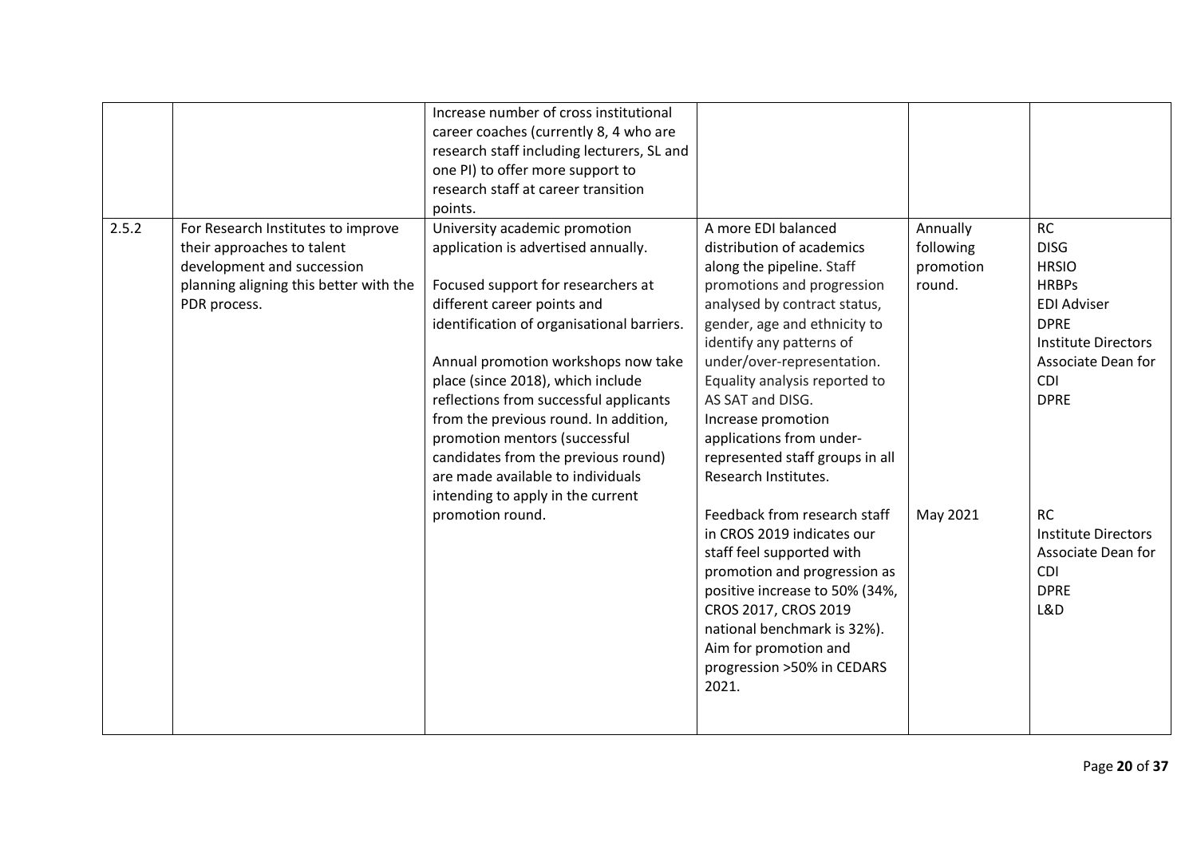| | | | | | |
|---|---|---|---|---|---|
| | | Increase number of cross institutional career coaches (currently 8, 4 who are research staff including lecturers, SL and one PI) to offer more support to research staff at career transition points. | | | |
| 2.5.2 | For Research Institutes to improve their approaches to talent development and succession planning aligning this better with the PDR process. | University academic promotion application is advertised annually.<br><br>Focused support for researchers at different career points and identification of organisational barriers.<br><br>Annual promotion workshops now take place (since 2018), which include reflections from successful applicants from the previous round. In addition, promotion mentors (successful candidates from the previous round) are made available to individuals intending to apply in the current promotion round. | A more EDI balanced distribution of academics along the pipeline. Staff promotions and progression analysed by contract status, gender, age and ethnicity to identify any patterns of under/over-representation. Equality analysis reported to AS SAT and DISG.<br>Increase promotion applications from under-represented staff groups in all Research Institutes. | Annually following promotion round. | RC<br>DISG<br>HRSIO<br>HRBPs<br>EDI Adviser<br>DPRE<br>Institute Directors<br>Associate Dean for CDI<br>DPRE |
| | | | Feedback from research staff in CROS 2019 indicates our staff feel supported with promotion and progression as positive increase to 50% (34%, CROS 2017, CROS 2019 national benchmark is 32%). Aim for promotion and progression >50% in CEDARS 2021. | May 2021 | RC<br>Institute Directors<br>Associate Dean for CDI<br>DPRE<br>L&D |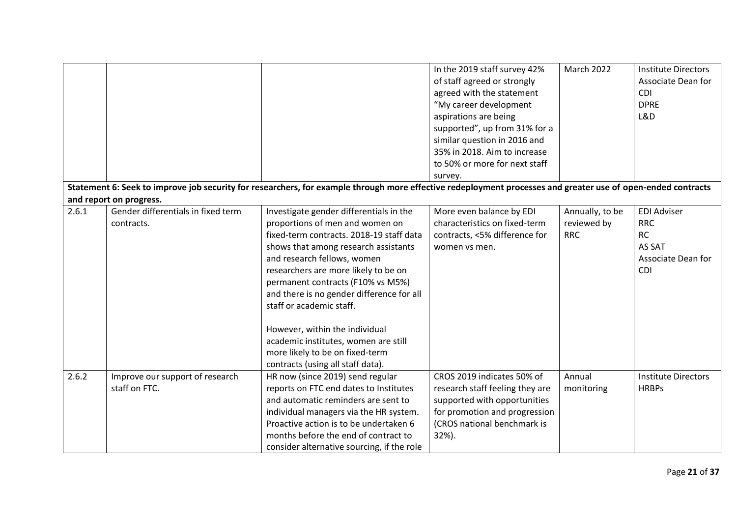| | | | | | |
|---|---|---|---|---|---|
| | | | In the 2019 staff survey 42% of staff agreed or strongly agreed with the statement "My career development aspirations are being supported", up from 31% for a similar question in 2016 and 35% in 2018. Aim to increase to 50% or more for next staff survey. | March 2022 | Institute Directors<br>Associate Dean for CDI<br>DPRE<br>L&D |
| **Statement 6: Seek to improve job security for researchers, for example through more effective redeployment processes and greater use of open-ended contracts and report on progress.** | | | | | |
| 2.6.1 | Gender differentials in fixed term contracts. | Investigate gender differentials in the proportions of men and women on fixed-term contracts. 2018-19 staff data shows that among research assistants and research fellows, women researchers are more likely to be on permanent contracts (F10% vs M5%) and there is no gender difference for all staff or academic staff.<br><br>However, within the individual academic institutes, women are still more likely to be on fixed-term contracts (using all staff data). | More even balance by EDI characteristics on fixed-term contracts, <5% difference for women vs men. | Annually, to be reviewed by RRC | EDI Adviser<br>RRC<br>RC<br>AS SAT<br>Associate Dean for CDI |
| 2.6.2 | Improve our support of research staff on FTC. | HR now (since 2019) send regular reports on FTC end dates to Institutes and automatic reminders are sent to individual managers via the HR system. Proactive action is to be undertaken 6 months before the end of contract to consider alternative sourcing, if the role | CROS 2019 indicates 50% of research staff feeling they are supported with opportunities for promotion and progression (CROS national benchmark is 32%). | Annual monitoring | Institute Directors<br>HRBPs |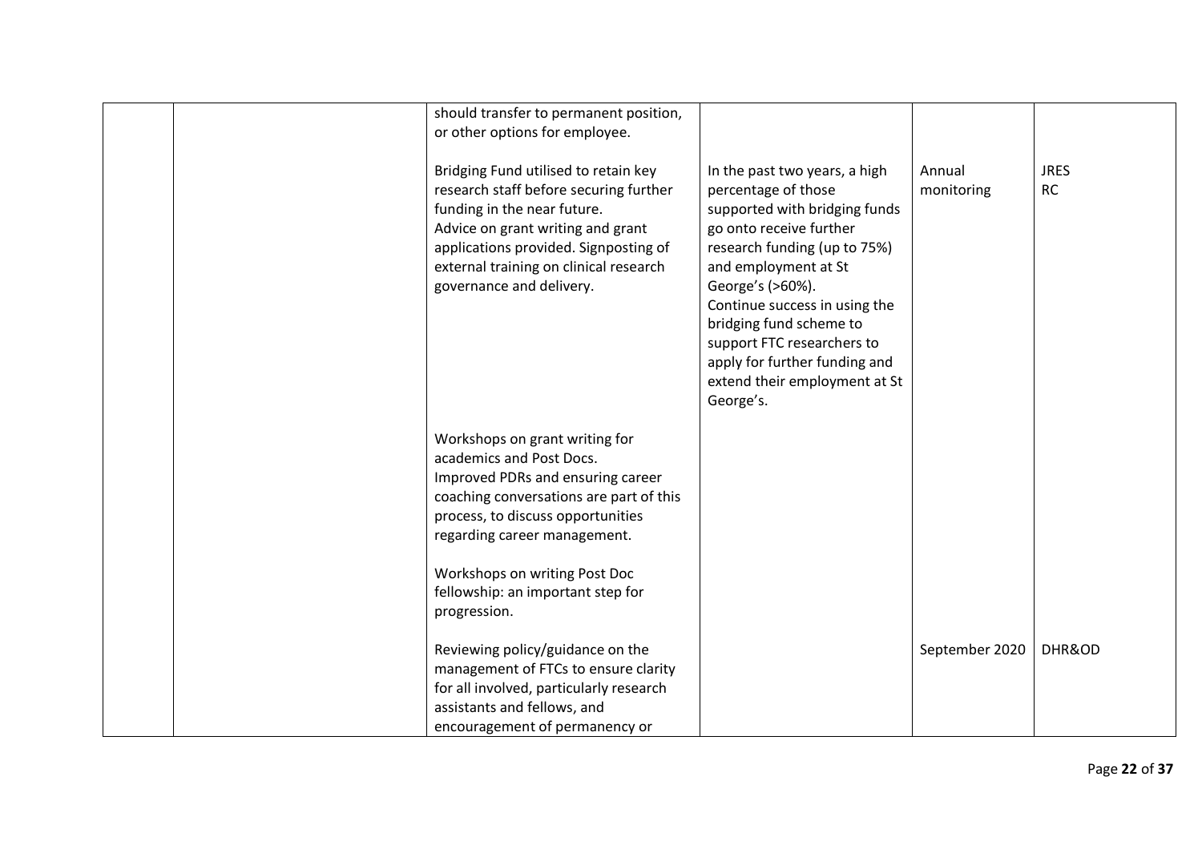| | | | | | |
|---|---|---|---|---|---|
| | | should transfer to permanent position, or other options for employee.<br><br>Bridging Fund utilised to retain key research staff before securing further funding in the near future.<br>Advice on grant writing and grant applications provided. Signposting of external training on clinical research governance and delivery. | In the past two years, a high percentage of those supported with bridging funds go onto receive further research funding (up to 75%) and employment at St George's (>60%).<br>Continue success in using the bridging fund scheme to support FTC researchers to apply for further funding and extend their employment at St George's. | Annual monitoring | JRES<br>RC |
| | | Workshops on grant writing for academics and Post Docs.<br>Improved PDRs and ensuring career coaching conversations are part of this process, to discuss opportunities regarding career management.<br><br>Workshops on writing Post Doc fellowship: an important step for progression. | | | |
| | | Reviewing policy/guidance on the management of FTCs to ensure clarity for all involved, particularly research assistants and fellows, and encouragement of permanency or | | September 2020 | DHR&OD |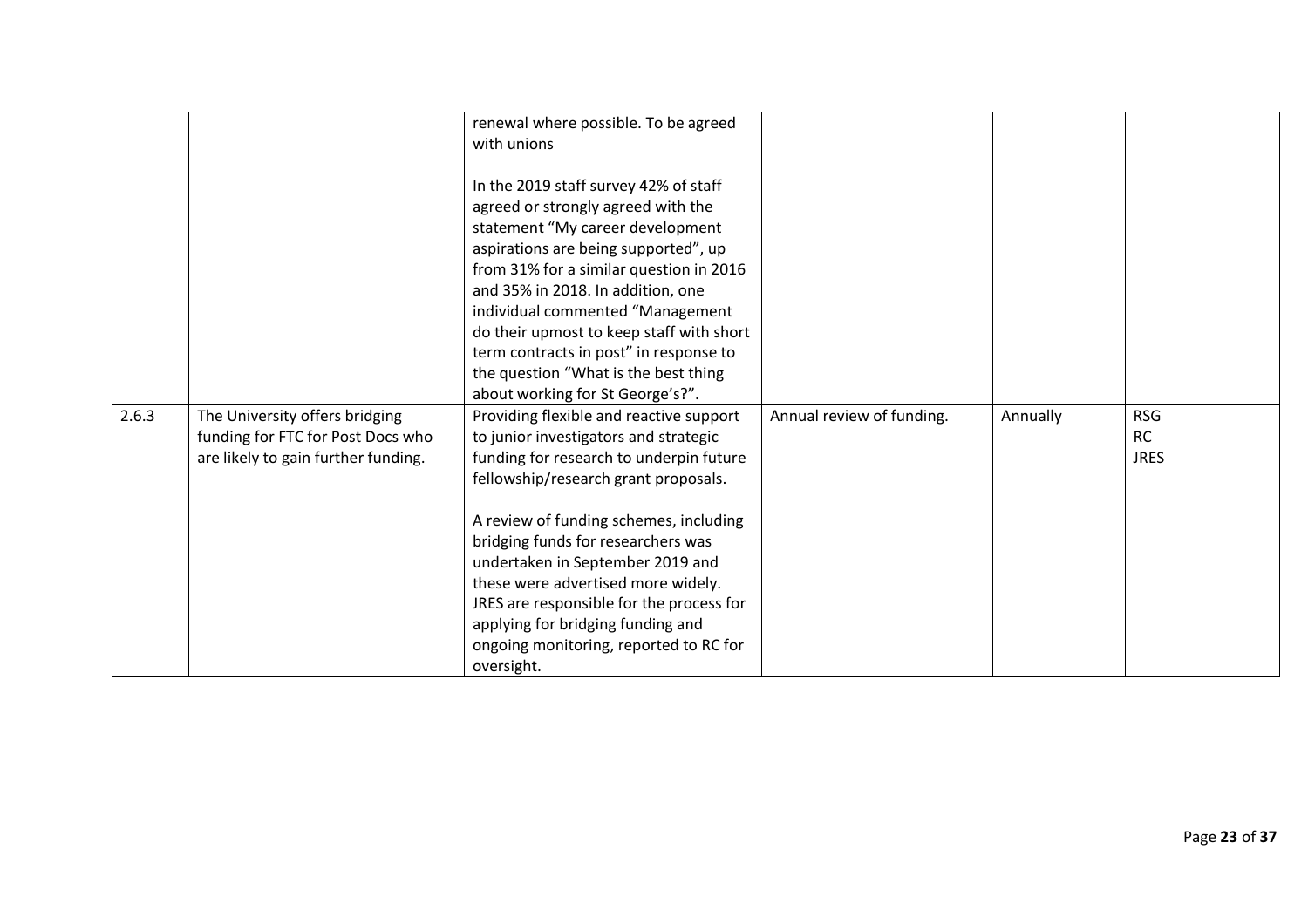| | | | | | |
|---|---|---|---|---|---|
| | | renewal where possible. To be agreed with unions<br><br>In the 2019 staff survey 42% of staff agreed or strongly agreed with the statement "My career development aspirations are being supported", up from 31% for a similar question in 2016 and 35% in 2018. In addition, one individual commented "Management do their upmost to keep staff with short term contracts in post" in response to the question "What is the best thing about working for St George's?". | | | |
| 2.6.3 | The University offers bridging funding for FTC for Post Docs who are likely to gain further funding. | Providing flexible and reactive support to junior investigators and strategic funding for research to underpin future fellowship/research grant proposals.<br><br>A review of funding schemes, including bridging funds for researchers was undertaken in September 2019 and these were advertised more widely. JRES are responsible for the process for applying for bridging funding and ongoing monitoring, reported to RC for oversight. | Annual review of funding. | Annually | RSG<br>RC<br>JRES |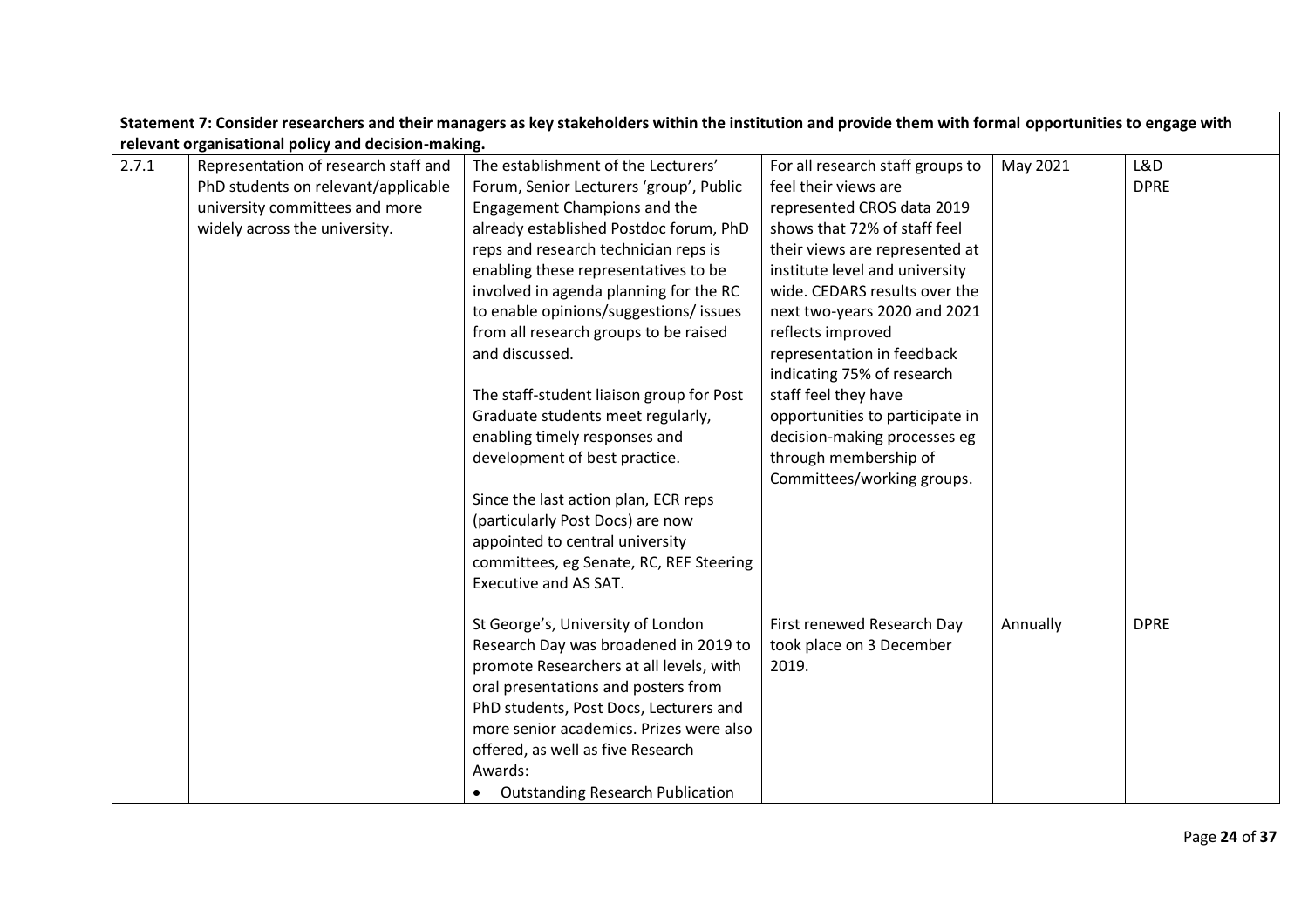| Statement 7: Consider researchers and their managers as key stakeholders within the institution and provide them with formal opportunities to engage with relevant organisational policy and decision-making. | | | | | |
|---|---|---|---|---|---|
| 2.7.1 | Representation of research staff and PhD students on relevant/applicable university committees and more widely across the university. | The establishment of the Lecturers' Forum, Senior Lecturers 'group', Public Engagement Champions and the already established Postdoc forum, PhD reps and research technician reps is enabling these representatives to be involved in agenda planning for the RC to enable opinions/suggestions/ issues from all research groups to be raised and discussed.<br><br>The staff-student liaison group for Post Graduate students meet regularly, enabling timely responses and development of best practice.<br><br>Since the last action plan, ECR reps (particularly Post Docs) are now appointed to central university committees, eg Senate, RC, REF Steering Executive and AS SAT. | For all research staff groups to feel their views are represented CROS data 2019 shows that 72% of staff feel their views are represented at institute level and university wide. CEDARS results over the next two-years 2020 and 2021 reflects improved representation in feedback indicating 75% of research staff feel they have opportunities to participate in decision-making processes eg through membership of Committees/working groups. | May 2021 | L&D<br>DPRE |
| | | St George's, University of London Research Day was broadened in 2019 to promote Researchers at all levels, with oral presentations and posters from PhD students, Post Docs, Lecturers and more senior academics. Prizes were also offered, as well as five Research Awards:<br>• Outstanding Research Publication | First renewed Research Day took place on 3 December 2019. | Annually | DPRE |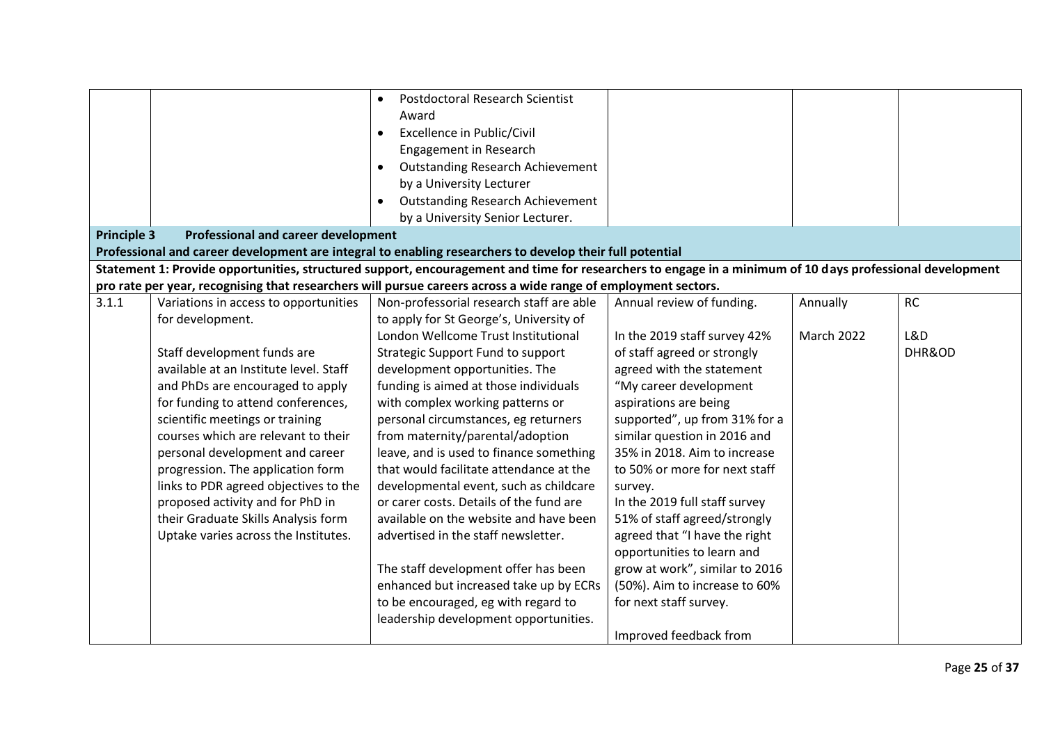| | | | | | |
|---|---|---|---|---|---|
| | | • Postdoctoral Research Scientist Award<br>• Excellence in Public/Civil Engagement in Research<br>• Outstanding Research Achievement by a University Lecturer<br>• Outstanding Research Achievement by a University Senior Lecturer. | | | |
| **Principle 3 Professional and career development**<br>**Professional and career development are integral to enabling researchers to develop their full potential** | | | | | |
| **Statement 1: Provide opportunities, structured support, encouragement and time for researchers to engage in a minimum of 10 days professional development pro rate per year, recognising that researchers will pursue careers across a wide range of employment sectors.** | | | | | |
| 3.1.1 | Variations in access to opportunities for development.<br><br>Staff development funds are available at an Institute level. Staff and PhDs are encouraged to apply for funding to attend conferences, scientific meetings or training courses which are relevant to their personal development and career progression. The application form links to PDR agreed objectives to the proposed activity and for PhD in their Graduate Skills Analysis form Uptake varies across the Institutes. | Non-professorial research staff are able to apply for St George's, University of London Wellcome Trust Institutional Strategic Support Fund to support development opportunities. The funding is aimed at those individuals with complex working patterns or personal circumstances, eg returners from maternity/parental/adoption leave, and is used to finance something that would facilitate attendance at the developmental event, such as childcare or carer costs. Details of the fund are available on the website and have been advertised in the staff newsletter.<br><br>The staff development offer has been enhanced but increased take up by ECRs to be encouraged, eg with regard to leadership development opportunities. | Annual review of funding.<br><br>In the 2019 staff survey 42% of staff agreed or strongly agreed with the statement "My career development aspirations are being supported", up from 31% for a similar question in 2016 and 35% in 2018. Aim to increase to 50% or more for next staff survey.<br>In the 2019 full staff survey 51% of staff agreed/strongly agreed that "I have the right opportunities to learn and grow at work", similar to 2016 (50%). Aim to increase to 60% for next staff survey.<br><br>Improved feedback from | Annually<br><br>March 2022 | RC<br><br>L&D<br>DHR&OD |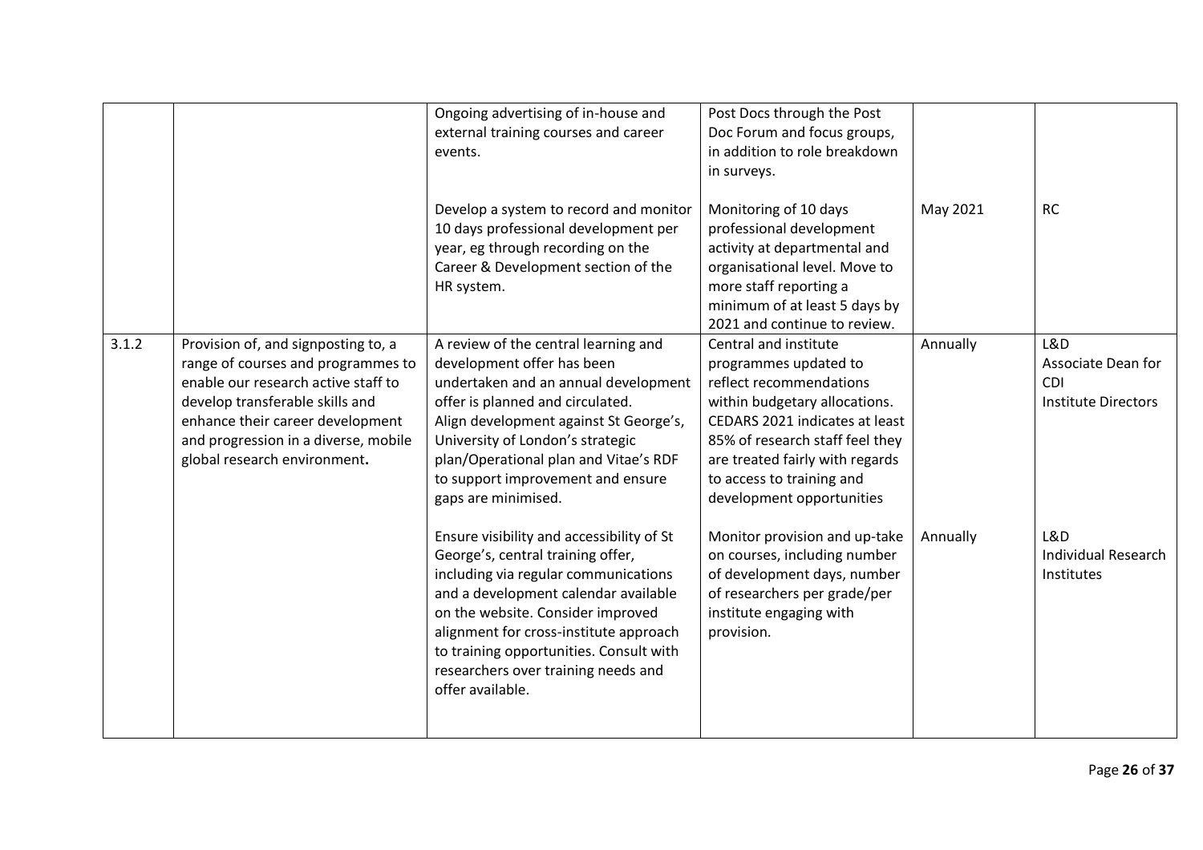| | | | | | |
|---|---|---|---|---|---|
| | | Ongoing advertising of in-house and external training courses and career events. | Post Docs through the Post Doc Forum and focus groups, in addition to role breakdown in surveys. | | |
| | | Develop a system to record and monitor 10 days professional development per year, eg through recording on the Career & Development section of the HR system. | Monitoring of 10 days professional development activity at departmental and organisational level. Move to more staff reporting a minimum of at least 5 days by 2021 and continue to review. | May 2021 | RC |
| 3.1.2 | Provision of, and signposting to, a range of courses and programmes to enable our research active staff to develop transferable skills and enhance their career development and progression in a diverse, mobile global research environment**.** | A review of the central learning and development offer has been undertaken and an annual development offer is planned and circulated. Align development against St George's, University of London's strategic plan/Operational plan and Vitae's RDF to support improvement and ensure gaps are minimised. | Central and institute programmes updated to reflect recommendations within budgetary allocations. CEDARS 2021 indicates at least 85% of research staff feel they are treated fairly with regards to access to training and development opportunities | Annually | L&D<br>Associate Dean for CDI<br>Institute Directors |
| | | Ensure visibility and accessibility of St George's, central training offer, including via regular communications and a development calendar available on the website. Consider improved alignment for cross-institute approach to training opportunities. Consult with researchers over training needs and offer available. | Monitor provision and up-take on courses, including number of development days, number of researchers per grade/per institute engaging with provision. | Annually | L&D<br>Individual Research Institutes |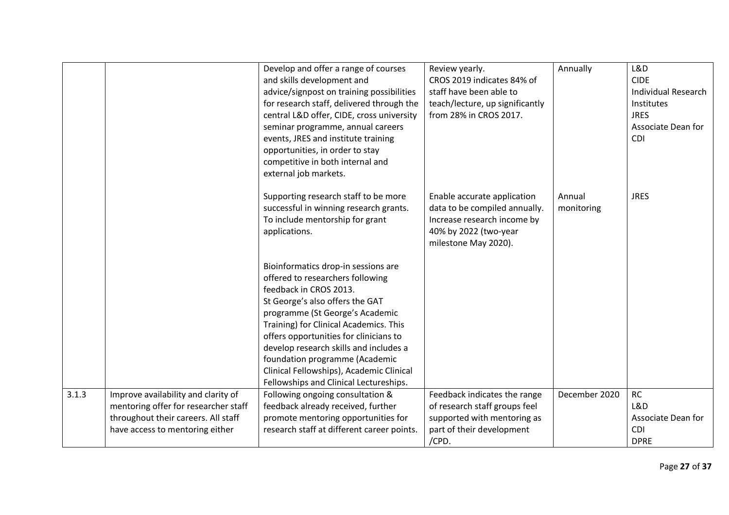| | | | | | |
|---|---|---|---|---|---|
| | | Develop and offer a range of courses and skills development and advice/signpost on training possibilities for research staff, delivered through the central L&D offer, CIDE, cross university seminar programme, annual careers events, JRES and institute training opportunities, in order to stay competitive in both internal and external job markets. | Review yearly.<br>CROS 2019 indicates 84% of staff have been able to teach/lecture, up significantly from 28% in CROS 2017. | Annually | L&D<br>CIDE<br>Individual Research Institutes<br>JRES<br>Associate Dean for CDI |
| | | Supporting research staff to be more successful in winning research grants. To include mentorship for grant applications. | Enable accurate application data to be compiled annually. Increase research income by 40% by 2022 (two-year milestone May 2020). | Annual monitoring | JRES |
| | | Bioinformatics drop-in sessions are offered to researchers following feedback in CROS 2013.<br>St George's also offers the GAT programme (St George's Academic Training) for Clinical Academics. This offers opportunities for clinicians to develop research skills and includes a foundation programme (Academic Clinical Fellowships), Academic Clinical Fellowships and Clinical Lectureships. | | | |
| 3.1.3 | Improve availability and clarity of mentoring offer for researcher staff throughout their careers. All staff have access to mentoring either | Following ongoing consultation & feedback already received, further promote mentoring opportunities for research staff at different career points. | Feedback indicates the range of research staff groups feel supported with mentoring as part of their development /CPD. | December 2020 | RC<br>L&D<br>Associate Dean for CDI<br>DPRE |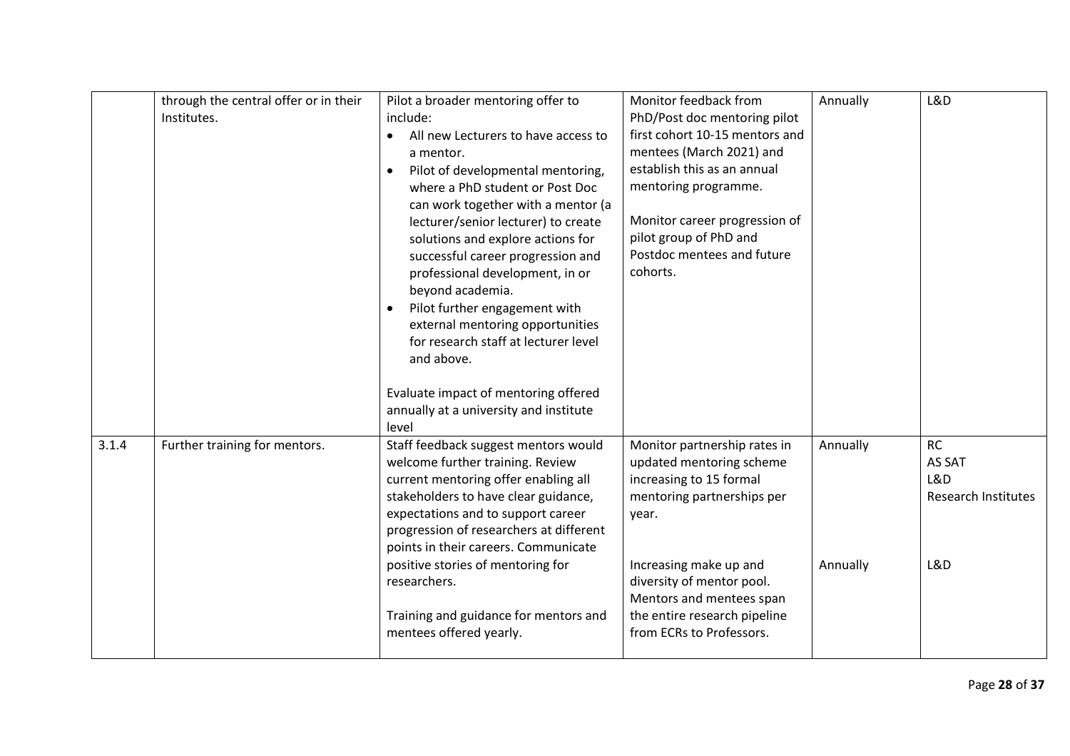| | | | | | |
|---|---|---|---|---|---|
| | through the central offer or in their Institutes. | Pilot a broader mentoring offer to include:<br>• All new Lecturers to have access to a mentor.<br>• Pilot of developmental mentoring, where a PhD student or Post Doc can work together with a mentor (a lecturer/senior lecturer) to create solutions and explore actions for successful career progression and professional development, in or beyond academia.<br>• Pilot further engagement with external mentoring opportunities for research staff at lecturer level and above.<br><br>Evaluate impact of mentoring offered annually at a university and institute level | Monitor feedback from PhD/Post doc mentoring pilot first cohort 10-15 mentors and mentees (March 2021) and establish this as an annual mentoring programme.<br><br>Monitor career progression of pilot group of PhD and Postdoc mentees and future cohorts. | Annually | L&D |
| 3.1.4 | Further training for mentors. | Staff feedback suggest mentors would welcome further training. Review current mentoring offer enabling all stakeholders to have clear guidance, expectations and to support career progression of researchers at different points in their careers. Communicate positive stories of mentoring for researchers.<br><br>Training and guidance for mentors and mentees offered yearly. | Monitor partnership rates in updated mentoring scheme increasing to 15 formal mentoring partnerships per year.<br><br>Increasing make up and diversity of mentor pool. Mentors and mentees span the entire research pipeline from ECRs to Professors. | Annually<br><br>Annually | RC<br>AS SAT<br>L&D<br>Research Institutes<br><br>L&D |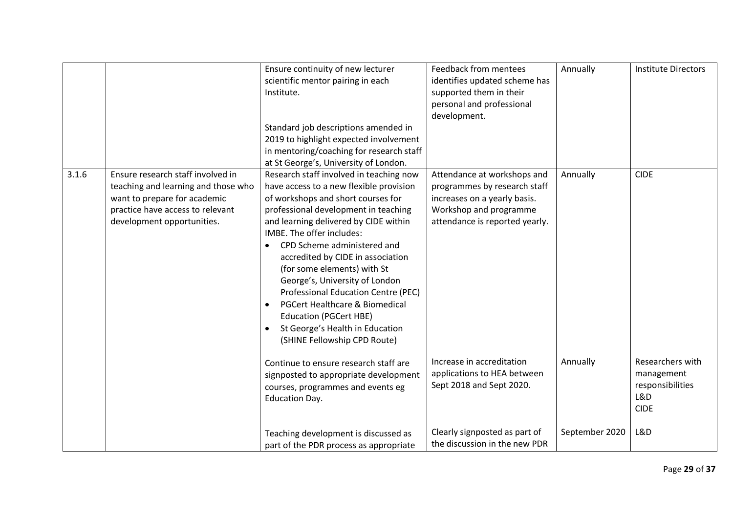| | | | | | |
|---|---|---|---|---|---|
| | | Ensure continuity of new lecturer scientific mentor pairing in each Institute.<br><br>Standard job descriptions amended in 2019 to highlight expected involvement in mentoring/coaching for research staff at St George's, University of London. | Feedback from mentees identifies updated scheme has supported them in their personal and professional development. | Annually | Institute Directors |
| 3.1.6 | Ensure research staff involved in teaching and learning and those who want to prepare for academic practice have access to relevant development opportunities. | Research staff involved in teaching now have access to a new flexible provision of workshops and short courses for professional development in teaching and learning delivered by CIDE within IMBE. The offer includes:<br>• CPD Scheme administered and accredited by CIDE in association (for some elements) with St George's, University of London Professional Education Centre (PEC)<br>• PGCert Healthcare & Biomedical Education (PGCert HBE)<br>• St George's Health in Education (SHINE Fellowship CPD Route) | Attendance at workshops and programmes by research staff increases on a yearly basis. Workshop and programme attendance is reported yearly. | Annually | CIDE |
| | | Continue to ensure research staff are signposted to appropriate development courses, programmes and events eg Education Day. | Increase in accreditation applications to HEA between Sept 2018 and Sept 2020. | Annually | Researchers with management responsibilities<br>L&D<br>CIDE |
| | | Teaching development is discussed as part of the PDR process as appropriate | Clearly signposted as part of the discussion in the new PDR | September 2020 | L&D |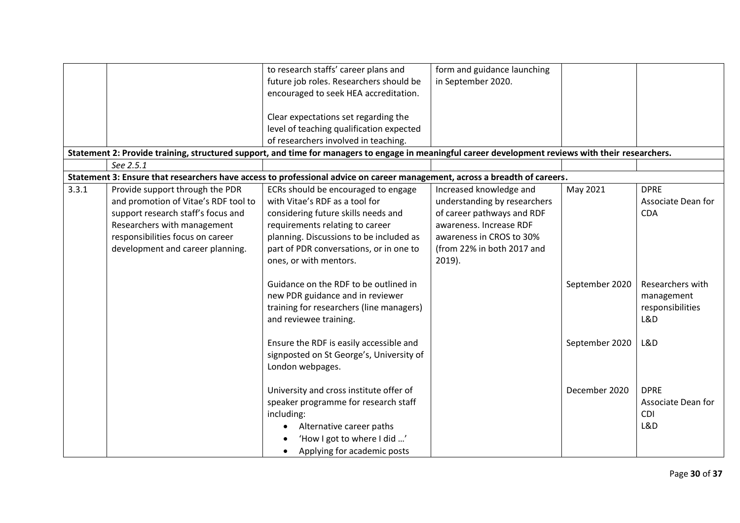| | | | | | |
|---|---|---|---|---|---|
| | | to research staffs' career plans and future job roles. Researchers should be encouraged to seek HEA accreditation.<br><br>Clear expectations set regarding the level of teaching qualification expected of researchers involved in teaching. | form and guidance launching in September 2020. | | |
| **Statement 2: Provide training, structured support, and time for managers to engage in meaningful career development reviews with their researchers.** | | | | | |
| | *See 2.5.1* | | | | |
| **Statement 3: Ensure that researchers have access to professional advice on career management, across a breadth of careers.** | | | | | |
| 3.3.1 | Provide support through the PDR and promotion of Vitae's RDF tool to support research staff's focus and Researchers with management responsibilities focus on career development and career planning. | ECRs should be encouraged to engage with Vitae's RDF as a tool for considering future skills needs and requirements relating to career planning. Discussions to be included as part of PDR conversations, or in one to ones, or with mentors. | Increased knowledge and understanding by researchers of career pathways and RDF awareness. Increase RDF awareness in CROS to 30% (from 22% in both 2017 and 2019). | May 2021 | DPRE<br>Associate Dean for CDA |
| | | Guidance on the RDF to be outlined in new PDR guidance and in reviewer training for researchers (line managers) and reviewee training. | | September 2020 | Researchers with management responsibilities<br>L&D |
| | | Ensure the RDF is easily accessible and signposted on St George's, University of London webpages. | | September 2020 | L&D |
| | | University and cross institute offer of speaker programme for research staff including:<br>• Alternative career paths<br>• 'How I got to where I did …'<br>• Applying for academic posts | | December 2020 | DPRE<br>Associate Dean for CDI<br>L&D |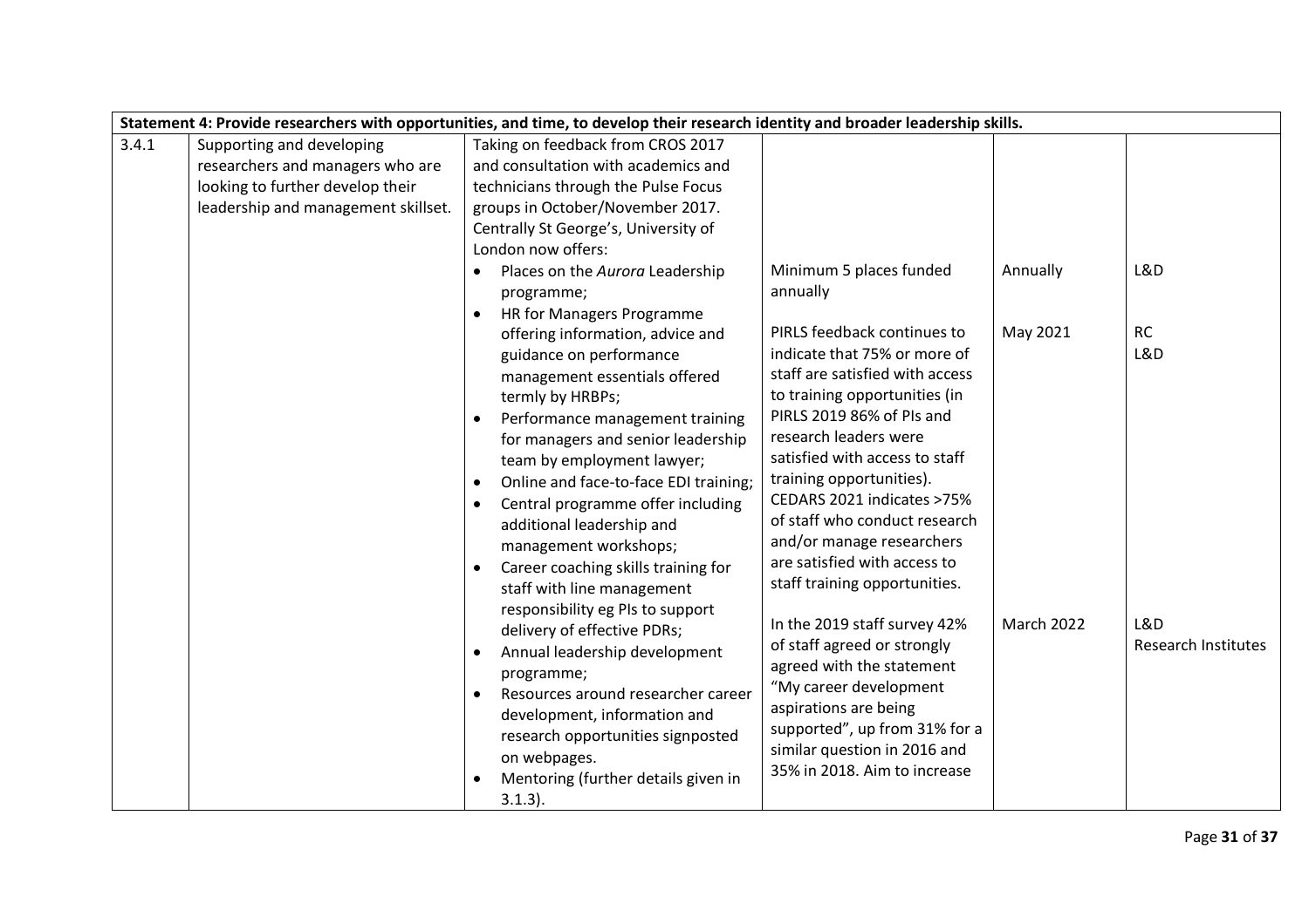| Statement 4: Provide researchers with opportunities, and time, to develop their research identity and broader leadership skills. | | | | | |
|---|---|---|---|---|---|
| 3.4.1 | Supporting and developing researchers and managers who are looking to further develop their leadership and management skillset. | Taking on feedback from CROS 2017 and consultation with academics and technicians through the Pulse Focus groups in October/November 2017. Centrally St George's, University of London now offers:<br>• Places on the *Aurora* Leadership programme; | Minimum 5 places funded annually | Annually | L&D |
| | | • HR for Managers Programme offering information, advice and guidance on performance management essentials offered termly by HRBPs;<br>• Performance management training for managers and senior leadership team by employment lawyer;<br>• Online and face-to-face EDI training;<br>• Central programme offer including additional leadership and management workshops;<br>• Career coaching skills training for staff with line management responsibility eg PIs to support delivery of effective PDRs; | PIRLS feedback continues to indicate that 75% or more of staff are satisfied with access to training opportunities (in PIRLS 2019 86% of PIs and research leaders were satisfied with access to staff training opportunities). CEDARS 2021 indicates >75% of staff who conduct research and/or manage researchers are satisfied with access to staff training opportunities. | May 2021 | RC<br>L&D |
| | | • Annual leadership development programme;<br>• Resources around researcher career development, information and research opportunities signposted on webpages.<br>• Mentoring (further details given in 3.1.3). | In the 2019 staff survey 42% of staff agreed or strongly agreed with the statement "My career development aspirations are being supported", up from 31% for a similar question in 2016 and 35% in 2018. Aim to increase | March 2022 | L&D<br>Research Institutes |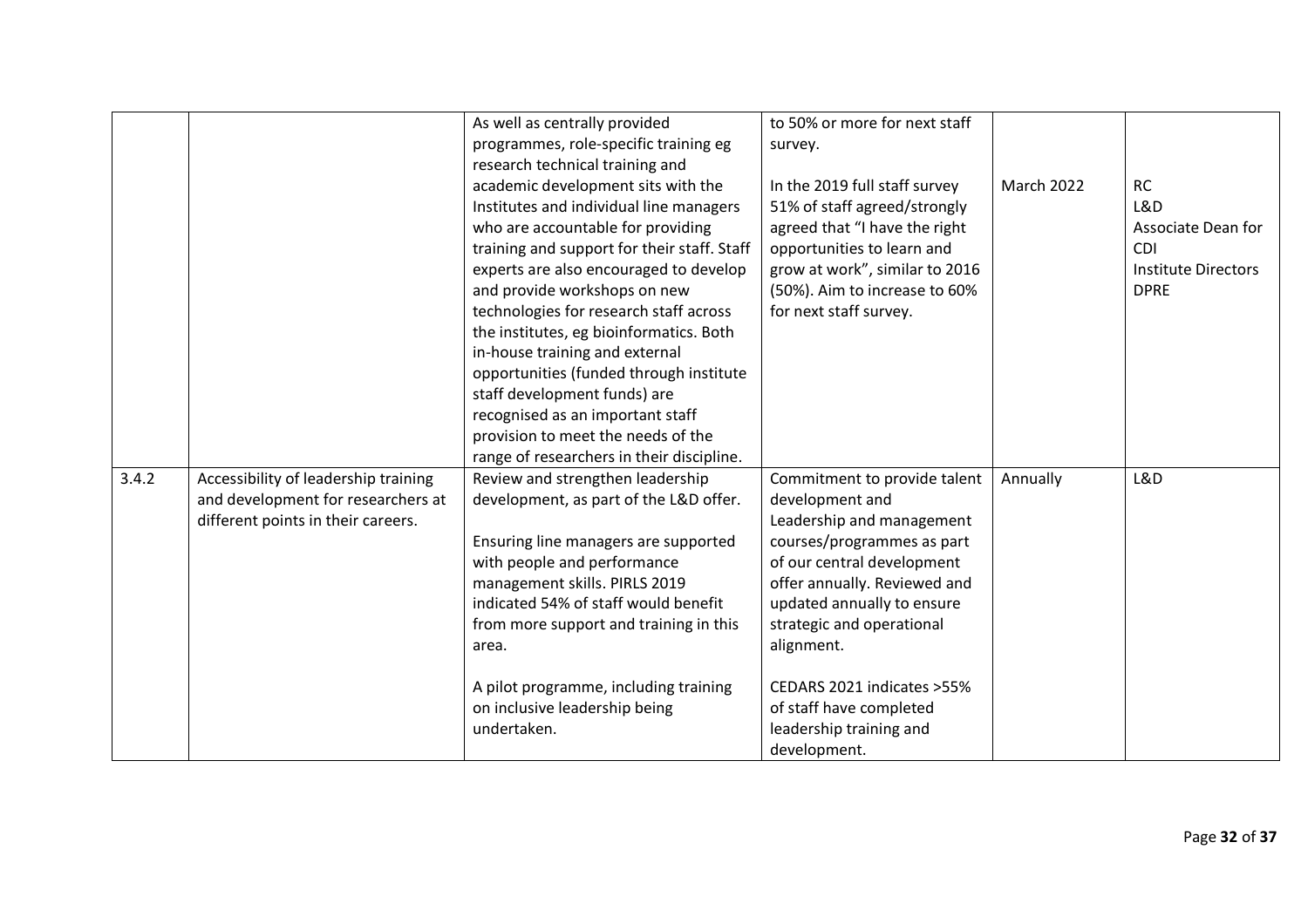| | | | | | |
|---|---|---|---|---|---|
| | | As well as centrally provided programmes, role-specific training eg research technical training and academic development sits with the Institutes and individual line managers who are accountable for providing training and support for their staff. Staff experts are also encouraged to develop and provide workshops on new technologies for research staff across the institutes, eg bioinformatics. Both in-house training and external opportunities (funded through institute staff development funds) are recognised as an important staff provision to meet the needs of the range of researchers in their discipline. | to 50% or more for next staff survey.<br><br>In the 2019 full staff survey 51% of staff agreed/strongly agreed that "I have the right opportunities to learn and grow at work", similar to 2016 (50%). Aim to increase to 60% for next staff survey. | March 2022 | RC<br>L&D<br>Associate Dean for CDI<br>Institute Directors<br>DPRE |
| 3.4.2 | Accessibility of leadership training and development for researchers at different points in their careers. | Review and strengthen leadership development, as part of the L&D offer.<br><br>Ensuring line managers are supported with people and performance management skills. PIRLS 2019 indicated 54% of staff would benefit from more support and training in this area.<br><br>A pilot programme, including training on inclusive leadership being undertaken. | Commitment to provide talent development and Leadership and management courses/programmes as part of our central development offer annually. Reviewed and updated annually to ensure strategic and operational alignment.<br><br>CEDARS 2021 indicates >55% of staff have completed leadership training and development. | Annually | L&D |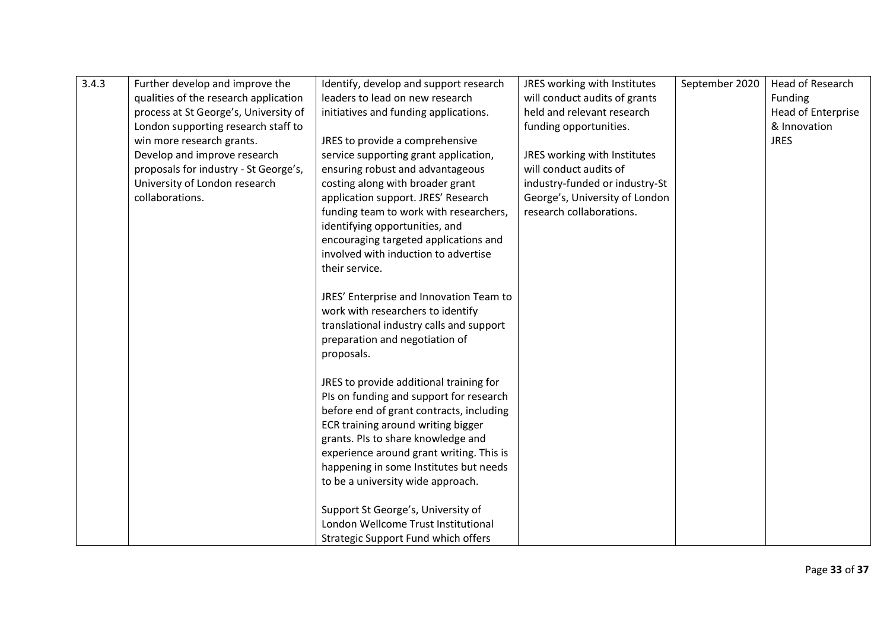| 3.4.3 | Further develop and improve the qualities of the research application process at St George's, University of London supporting research staff to win more research grants.<br>Develop and improve research proposals for industry - St George's, University of London research collaborations. | Identify, develop and support research leaders to lead on new research initiatives and funding applications.<br><br>JRES to provide a comprehensive service supporting grant application, ensuring robust and advantageous costing along with broader grant application support. JRES' Research funding team to work with researchers, identifying opportunities, and encouraging targeted applications and involved with induction to advertise their service.<br><br>JRES' Enterprise and Innovation Team to work with researchers to identify translational industry calls and support preparation and negotiation of proposals.<br><br>JRES to provide additional training for PIs on funding and support for research before end of grant contracts, including ECR training around writing bigger grants. PIs to share knowledge and experience around grant writing. This is happening in some Institutes but needs to be a university wide approach.<br><br>Support St George's, University of London Wellcome Trust Institutional Strategic Support Fund which offers | JRES working with Institutes will conduct audits of grants held and relevant research funding opportunities.<br><br>JRES working with Institutes will conduct audits of industry-funded or industry-St George's, University of London research collaborations. | September 2020 | Head of Research Funding<br>Head of Enterprise & Innovation<br>JRES |
|---|---|---|---|---|---|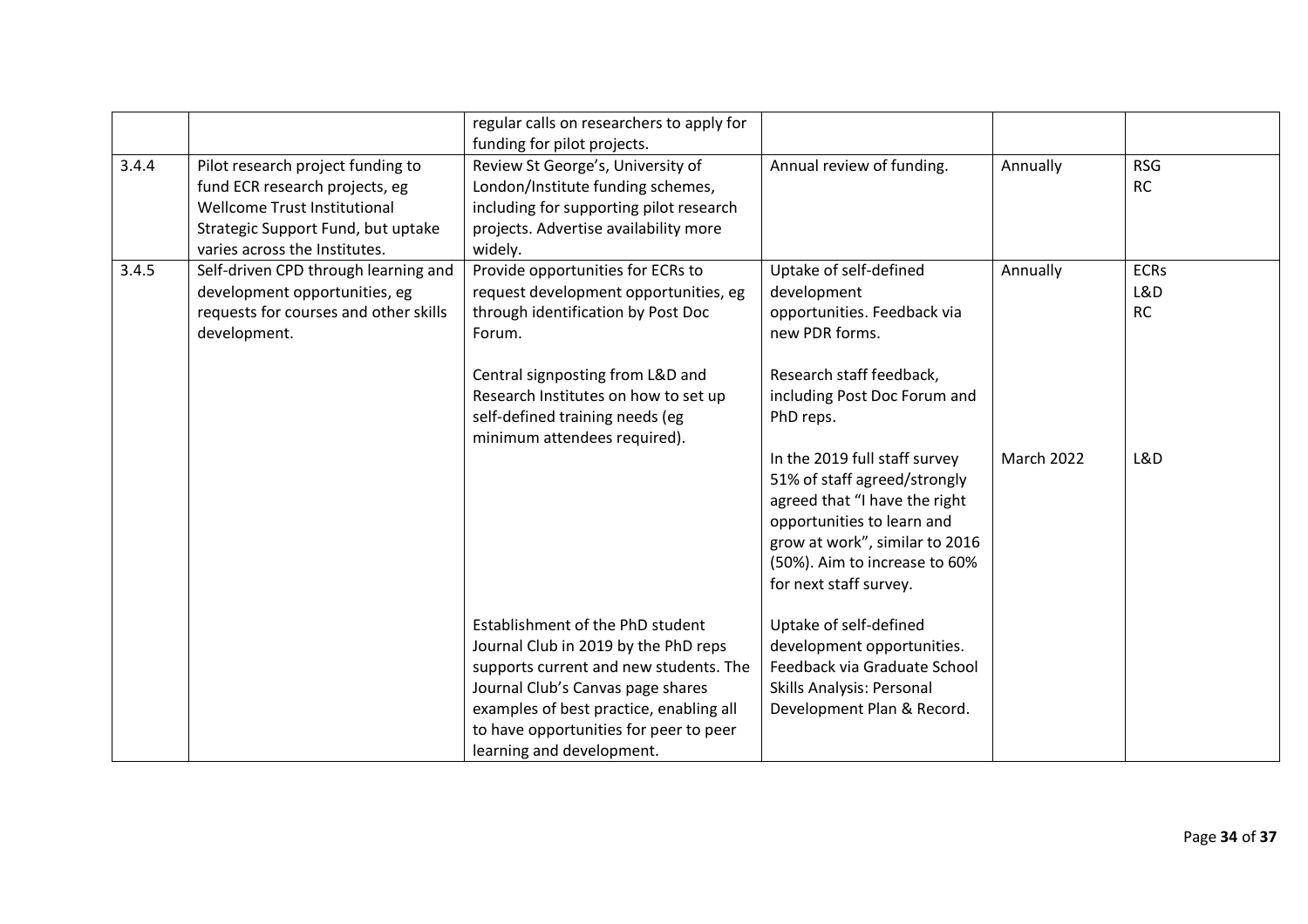| | | regular calls on researchers to apply for funding for pilot projects. | | | |
|---|---|---|---|---|---|
| 3.4.4 | Pilot research project funding to fund ECR research projects, eg Wellcome Trust Institutional Strategic Support Fund, but uptake varies across the Institutes. | Review St George's, University of London/Institute funding schemes, including for supporting pilot research projects. Advertise availability more widely. | Annual review of funding. | Annually | RSG<br>RC |
| 3.4.5 | Self-driven CPD through learning and development opportunities, eg requests for courses and other skills development. | Provide opportunities for ECRs to request development opportunities, eg through identification by Post Doc Forum.<br><br>Central signposting from L&D and Research Institutes on how to set up self-defined training needs (eg minimum attendees required). | Uptake of self-defined development opportunities. Feedback via new PDR forms.<br><br>Research staff feedback, including Post Doc Forum and PhD reps. | Annually | ECRs<br>L&D<br>RC |
| | | | In the 2019 full staff survey 51% of staff agreed/strongly agreed that "I have the right opportunities to learn and grow at work", similar to 2016 (50%). Aim to increase to 60% for next staff survey. | March 2022 | L&D |
| | | Establishment of the PhD student Journal Club in 2019 by the PhD reps supports current and new students. The Journal Club's Canvas page shares examples of best practice, enabling all to have opportunities for peer to peer learning and development. | Uptake of self-defined development opportunities. Feedback via Graduate School Skills Analysis: Personal Development Plan & Record. | | |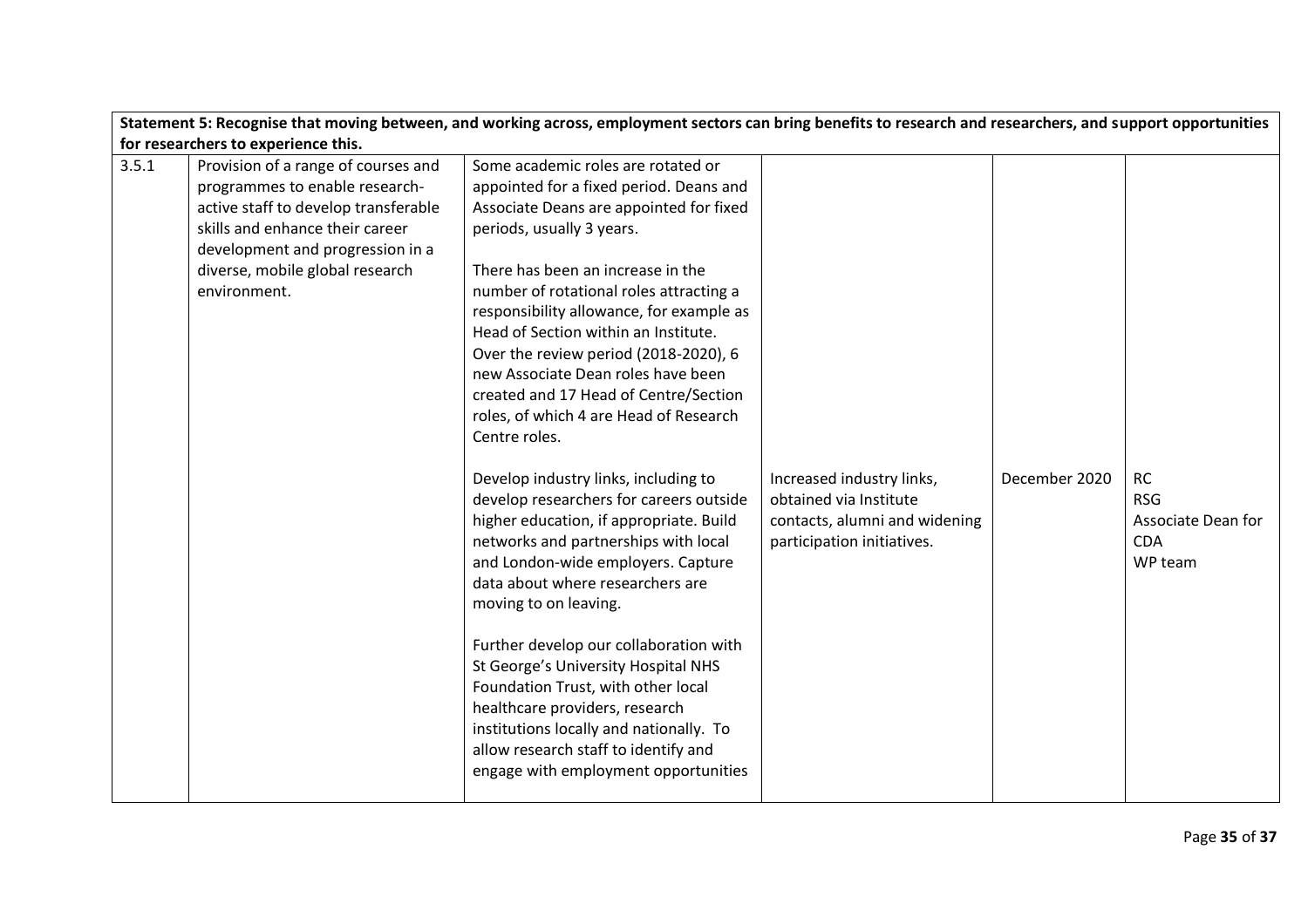| Statement 5: Recognise that moving between, and working across, employment sectors can bring benefits to research and researchers, and support opportunities for researchers to experience this. | | | | | |
|---|---|---|---|---|---|
| 3.5.1 | Provision of a range of courses and programmes to enable research-active staff to develop transferable skills and enhance their career development and progression in a diverse, mobile global research environment. | Some academic roles are rotated or appointed for a fixed period. Deans and Associate Deans are appointed for fixed periods, usually 3 years.<br><br>There has been an increase in the number of rotational roles attracting a responsibility allowance, for example as Head of Section within an Institute. Over the review period (2018-2020), 6 new Associate Dean roles have been created and 17 Head of Centre/Section roles, of which 4 are Head of Research Centre roles. | | | |
| | | Develop industry links, including to develop researchers for careers outside higher education, if appropriate. Build networks and partnerships with local and London-wide employers. Capture data about where researchers are moving to on leaving.<br><br>Further develop our collaboration with St George's University Hospital NHS Foundation Trust, with other local healthcare providers, research institutions locally and nationally. To allow research staff to identify and engage with employment opportunities | Increased industry links, obtained via Institute contacts, alumni and widening participation initiatives. | December 2020 | RC<br>RSG<br>Associate Dean for CDA<br>WP team |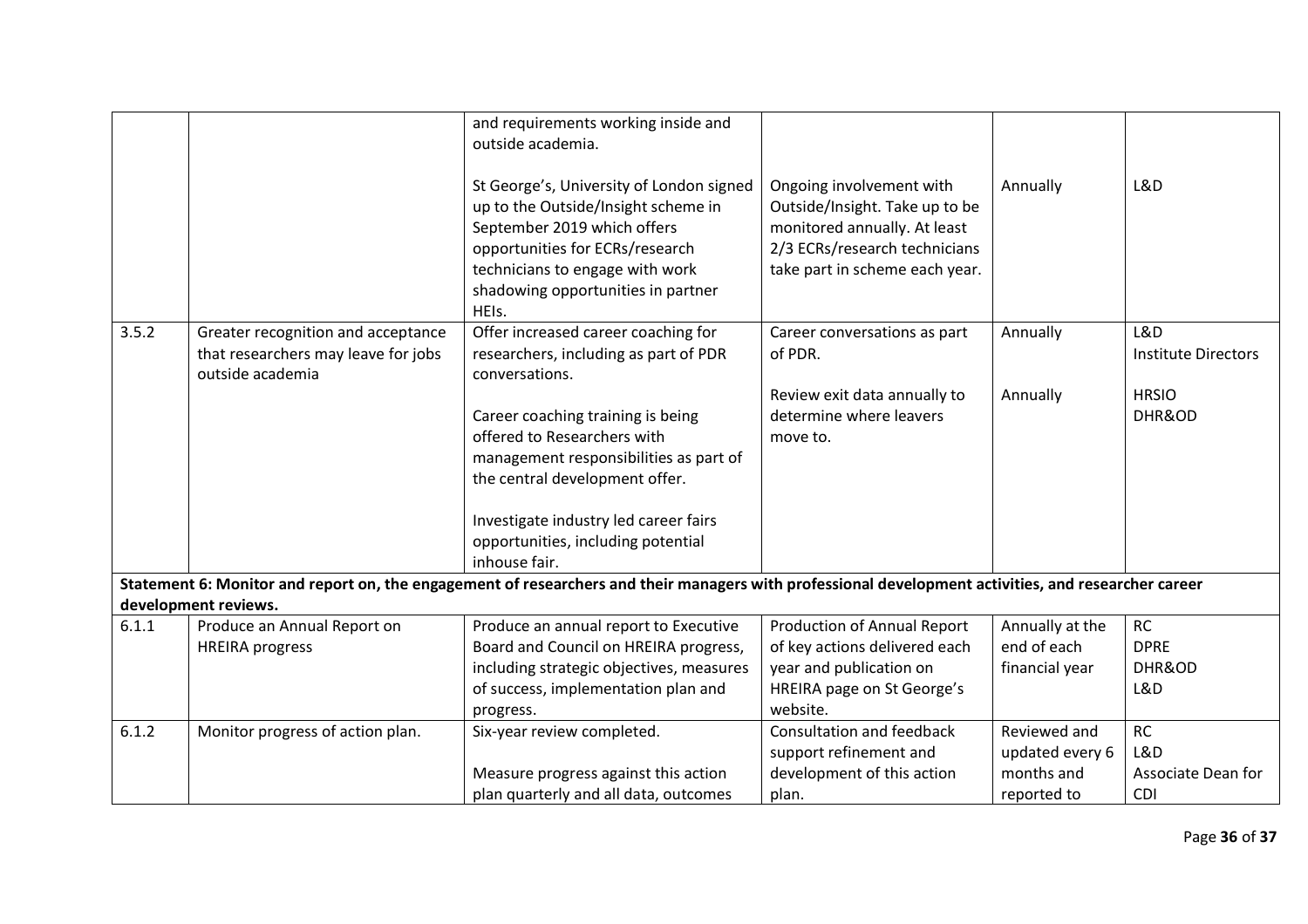| | | and requirements working inside and outside academia.<br><br>St George's, University of London signed up to the Outside/Insight scheme in September 2019 which offers opportunities for ECRs/research technicians to engage with work shadowing opportunities in partner HEIs. | Ongoing involvement with Outside/Insight. Take up to be monitored annually. At least 2/3 ECRs/research technicians take part in scheme each year. | Annually | L&D |
|---|---|---|---|---|---|
| 3.5.2 | Greater recognition and acceptance that researchers may leave for jobs outside academia | Offer increased career coaching for researchers, including as part of PDR conversations.<br><br>Career coaching training is being offered to Researchers with management responsibilities as part of the central development offer.<br><br>Investigate industry led career fairs opportunities, including potential inhouse fair. | Career conversations as part of PDR.<br><br>Review exit data annually to determine where leavers move to. | Annually<br><br>Annually | L&D<br>Institute Directors<br><br>HRSIO<br>DHR&OD |
| **Statement 6: Monitor and report on, the engagement of researchers and their managers with professional development activities, and researcher career development reviews.** | | | | | |
| 6.1.1 | Produce an Annual Report on HREIRA progress | Produce an annual report to Executive Board and Council on HREIRA progress, including strategic objectives, measures of success, implementation plan and progress. | Production of Annual Report of key actions delivered each year and publication on HREIRA page on St George's website. | Annually at the end of each financial year | RC<br>DPRE<br>DHR&OD<br>L&D |
| 6.1.2 | Monitor progress of action plan. | Six-year review completed.<br><br>Measure progress against this action plan quarterly and all data, outcomes | Consultation and feedback support refinement and development of this action plan. | Reviewed and updated every 6 months and reported to | RC<br>L&D<br>Associate Dean for CDI |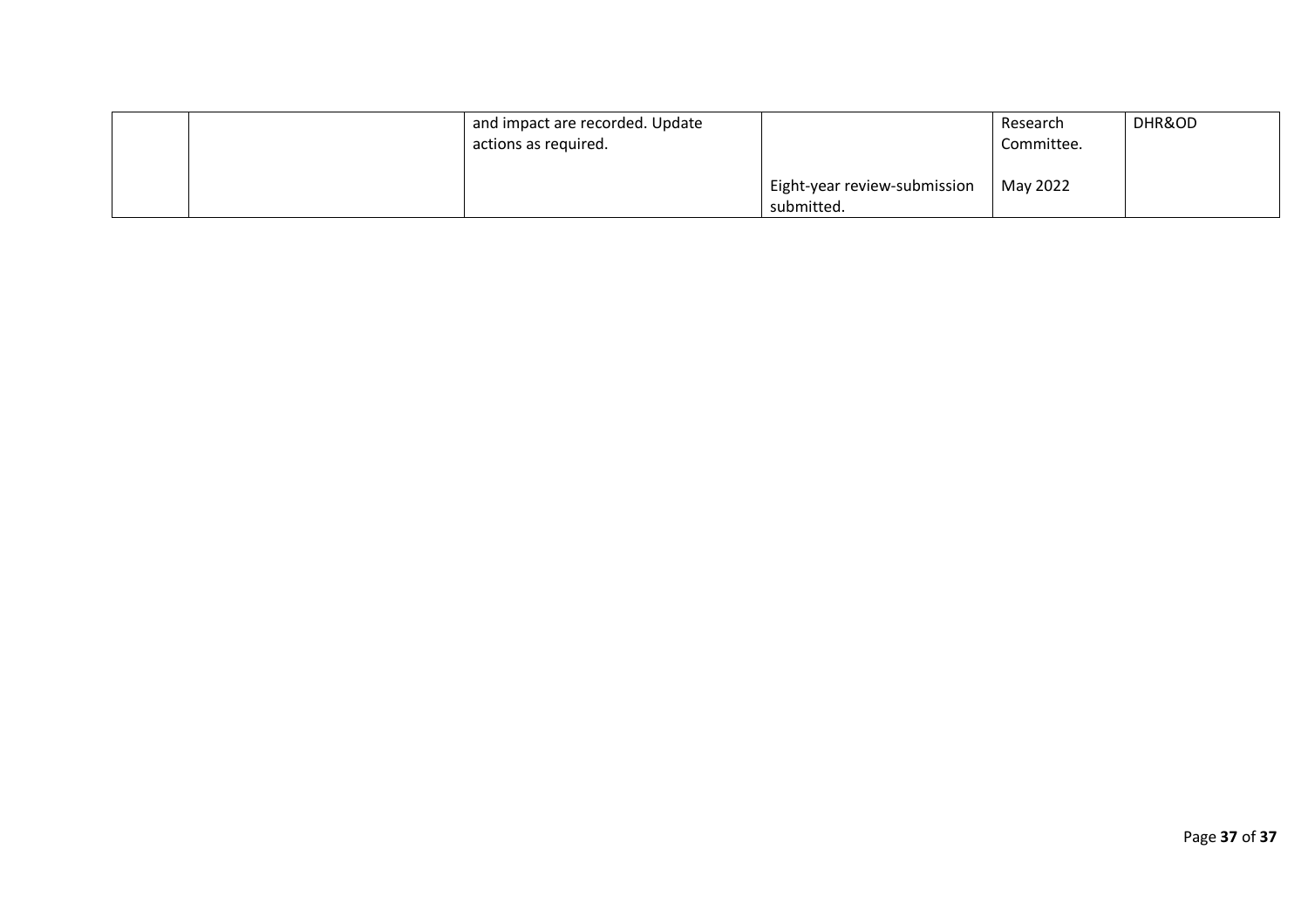| | | | | | |
|---|---|---|---|---|---|
| | | and impact are recorded. Update actions as required. | | Research Committee. | DHR&OD |
| | | | Eight-year review-submission submitted. | May 2022 | |